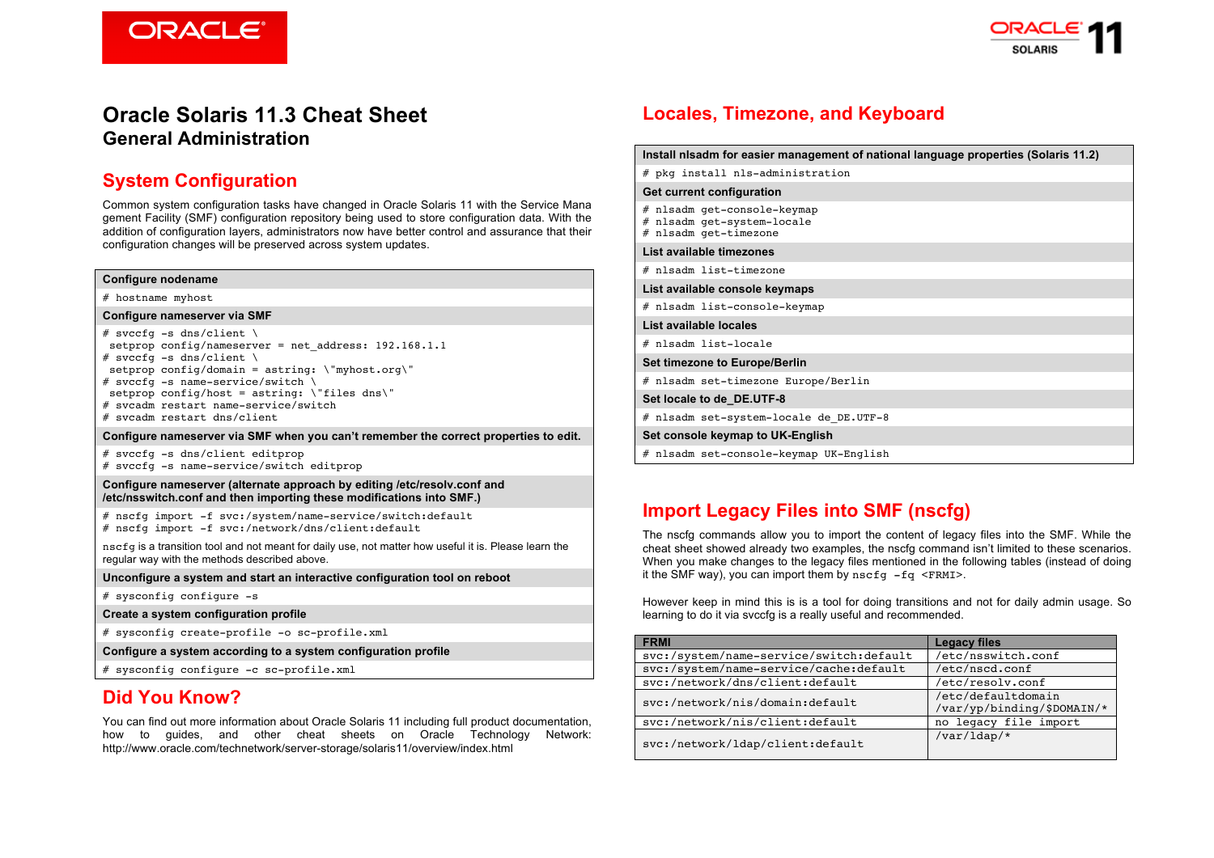# Oracle Solaris 11.3 Cheat Sheet

## General Administration

## System Configuration

Common system configuration tasks have changed in Oracle Solaris 11 with the Service Management Facility (SMF) configuration repository being used to store configuration data. With the addition of configuration layers, administrators now have better control and assurance that their configuration changes will be preserved across system updates.

**Configure nodename**

```
# hostname myhost
```

**Configure nameserver via SMF**

```
# svccfg -s dns/client \
 setprop config/nameserver = net_address: 192.168.1.1
# svccfg -s dns/client \
 setprop config/domain = astring: \"myhost.org\"
# svccfg -s name-service/switch \
 setprop config/host = astring: \"files dns\"
# svcadm restart name-service/switch
# svcadm restart dns/client
```

**Configure nameserver via SMF when you can't remember the correct properties to edit.**

```
# svccfg -s dns/client editprop
# svccfg -s name-service/switch editprop
```

**Configure nameserver (alternate approach by editing /etc/resolv.conf and /etc/nsswitch.conf and then importing these modifications into SMF.)**

```
# nscfg import -f svc:/system/name-service/switch:default
# nscfg import -f svc:/network/dns/client:default
```

`nscfg` is a transition tool and not meant for daily use, not matter how useful it is. Please learn the regular way with the methods described above.

**Unconfigure a system and start an interactive configuration tool on reboot**

```
# sysconfig configure -s
```

**Create a system configuration profile**

```
# sysconfig create-profile -o sc-profile.xml
```

**Configure a system according to a system configuration profile**

```
# sysconfig configure -c sc-profile.xml
```

## Did You Know?

You can find out more information about Oracle Solaris 11 including full product documentation, how to guides, and other cheat sheets on Oracle Technology Network: http://www.oracle.com/technetwork/server-storage/solaris11/overview/index.html

## Locales, Timezone, and Keyboard

**Install nlsadm for easier management of national language properties (Solaris 11.2)**

```
# pkg install nls-administration
```

**Get current configuration**

```
# nlsadm get-console-keymap
# nlsadm get-system-locale
# nlsadm get-timezone
```

**List available timezones**

```
# nlsadm list-timezone
```

**List available console keymaps**

```
# nlsadm list-console-keymap
```

**List available locales**

```
# nlsadm list-locale
```

**Set timezone to Europe/Berlin**

```
# nlsadm set-timezone Europe/Berlin
```

**Set locale to de_DE.UTF-8**

```
# nlsadm set-system-locale de_DE.UTF-8
```

**Set console keymap to UK-English**

```
# nlsadm set-console-keymap UK-English
```

## Import Legacy Files into SMF (nscfg)

The nscfg commands allow you to import the content of legacy files into the SMF. While the cheat sheet showed already two examples, the nscfg command isn't limited to these scenarios. When you make changes to the legacy files mentioned in the following tables (instead of doing it the SMF way), you can import them by `nscfg -fq <FRMI>`.

However keep in mind this is is a tool for doing transitions and not for daily admin usage. So learning to do it via svccfg is a really useful and recommended.

| FRMI | Legacy files |
|---|---|
| svc:/system/name-service/switch:default | /etc/nsswitch.conf |
| svc:/system/name-service/cache:default | /etc/nscd.conf |
| svc:/network/dns/client:default | /etc/resolv.conf |
| svc:/network/nis/domain:default | /etc/defaultdomain<br>/var/yp/binding/$DOMAIN/* |
| svc:/network/nis/client:default | no legacy file import |
| svc:/network/ldap/client:default | /var/ldap/* |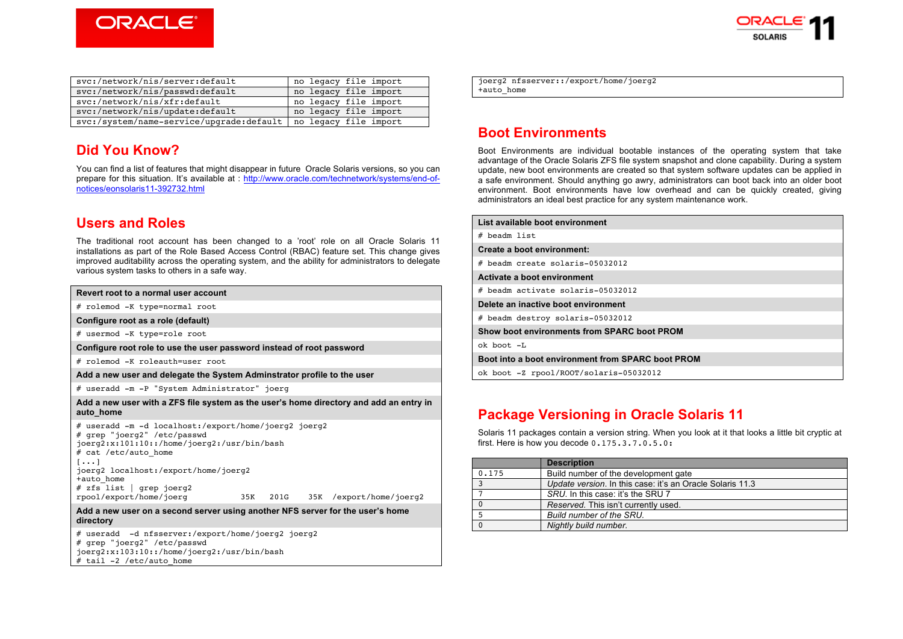| | |
|---|---|
| svc:/network/nis/server:default | no legacy file import |
| svc:/network/nis/passwd:default | no legacy file import |
| svc:/network/nis/xfr:default | no legacy file import |
| svc:/network/nis/update:default | no legacy file import |
| svc:/system/name-service/upgrade:default | no legacy file import |

## Did You Know?

You can find a list of features that might disappear in future Oracle Solaris versions, so you can prepare for this situation. It's available at : http://www.oracle.com/technetwork/systems/end-of-notices/eonsolaris11-392732.html

## Users and Roles

The traditional root account has been changed to a 'root' role on all Oracle Solaris 11 installations as part of the Role Based Access Control (RBAC) feature set. This change gives improved auditability across the operating system, and the ability for administrators to delegate various system tasks to others in a safe way.

**Revert root to a normal user account**

```
# rolemod -K type=normal root
```

**Configure root as a role (default)**

```
# usermod -K type=role root
```

**Configure root role to use the user password instead of root password**

```
# rolemod -K roleauth=user root
```

**Add a new user and delegate the System Adminstrator profile to the user**

```
# useradd -m -P "System Administrator" joerg
```

**Add a new user with a ZFS file system as the user's home directory and add an entry in auto_home**

```
# useradd -m -d localhost:/export/home/joerg2 joerg2
# grep "joerg2" /etc/passwd
joerg2:x:101:10::/home/joerg2:/usr/bin/bash
# cat /etc/auto_home
[...]
joerg2 localhost:/export/home/joerg2
+auto_home
# zfs list | grep joerg2
rpool/export/home/joerg          35K   201G    35K  /export/home/joerg2
```

**Add a new user on a second server using another NFS server for the user's home directory**

```
# useradd  -d nfsserver:/export/home/joerg2 joerg2
# grep "joerg2" /etc/passwd
joerg2:x:103:10::/home/joerg2:/usr/bin/bash
# tail -2 /etc/auto_home
joerg2 nfsserver::/export/home/joerg2
+auto_home
```

## Boot Environments

Boot Environments are individual bootable instances of the operating system that take advantage of the Oracle Solaris ZFS file system snapshot and clone capability. During a system update, new boot environments are created so that system software updates can be applied in a safe environment. Should anything go awry, administrators can boot back into an older boot environment. Boot environments have low overhead and can be quickly created, giving administrators an ideal best practice for any system maintenance work.

**List available boot environment**

```
# beadm list
```

**Create a boot environment:**

```
# beadm create solaris-05032012
```

**Activate a boot environment**

```
# beadm activate solaris-05032012
```

**Delete an inactive boot environment**

```
# beadm destroy solaris-05032012
```

**Show boot environments from SPARC boot PROM**

```
ok boot -L
```

**Boot into a boot environment from SPARC boot PROM**

```
ok boot -Z rpool/ROOT/solaris-05032012
```

## Package Versioning in Oracle Solaris 11

Solaris 11 packages contain a version string. When you look at it that looks a little bit cryptic at first. Here is how you decode `0.175.3.7.0.5.0`:

| | Description |
|---|---|
| 0.175 | Build number of the development gate |
| 3 | *Update version.* In this case: it's an Oracle Solaris 11.3 |
| 7 | *SRU.* In this case: it's the SRU 7 |
| 0 | *Reserved.* This isn't currently used. |
| 5 | *Build number of the SRU.* |
| 0 | *Nightly build number.* |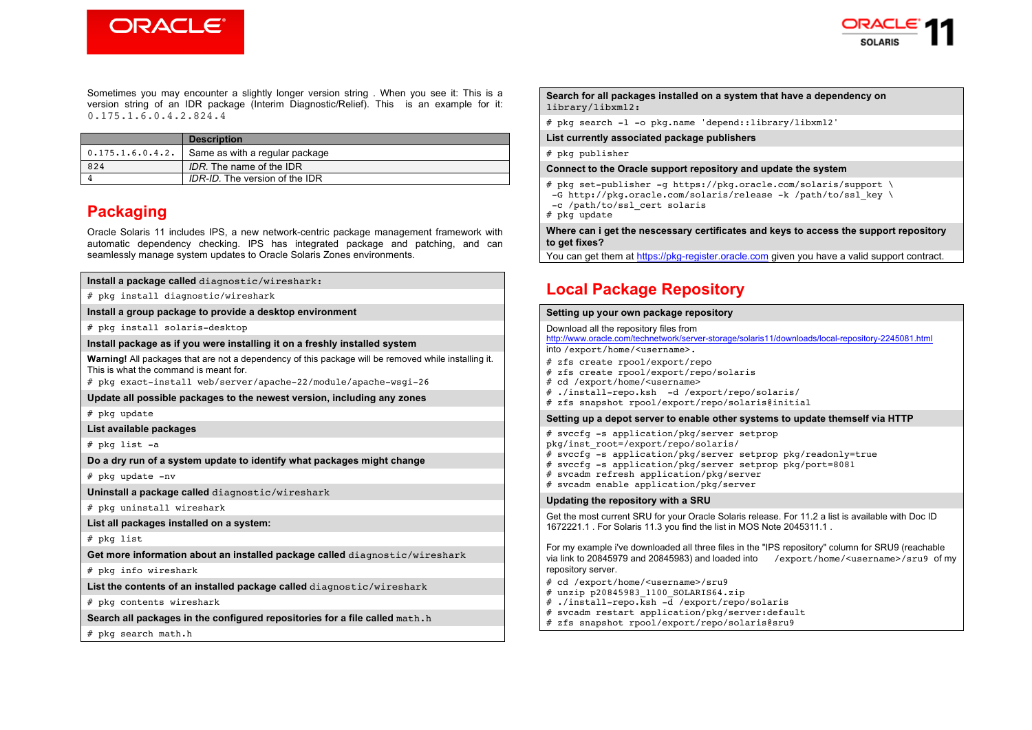Sometimes you may encounter a slightly longer version string . When you see it: This is a version string of an IDR package (Interim Diagnostic/Relief). This is an example for it: `0.175.1.6.0.4.2.824.4`

| | Description |
|---|---|
| `0.175.1.6.0.4.2.` | Same as with a regular package |
| `824` | *IDR.* The name of the IDR |
| `4` | *IDR-ID.* The version of the IDR |

## Packaging

Oracle Solaris 11 includes IPS, a new network-centric package management framework with automatic dependency checking. IPS has integrated package and patching, and can seamlessly manage system updates to Oracle Solaris Zones environments.

**Install a package called** `diagnostic/wireshark`**:**

```
# pkg install diagnostic/wireshark
```

**Install a group package to provide a desktop environment**

```
# pkg install solaris-desktop
```

**Install package as if you were installing it on a freshly installed system**

**Warning!** All packages that are not a dependency of this package will be removed while installing it. This is what the command is meant for.

```
# pkg exact-install web/server/apache-22/module/apache-wsgi-26
```

**Update all possible packages to the newest version, including any zones**

```
# pkg update
```

**List available packages**

```
# pkg list -a
```

**Do a dry run of a system update to identify what packages might change**

```
# pkg update -nv
```

**Uninstall a package called** `diagnostic/wireshark`

```
# pkg uninstall wireshark
```

**List all packages installed on a system:**

```
# pkg list
```

**Get more information about an installed package called** `diagnostic/wireshark`

```
# pkg info wireshark
```

**List the contents of an installed package called** `diagnostic/wireshark`

```
# pkg contents wireshark
```

**Search all packages in the configured repositories for a file called** `math.h`

```
# pkg search math.h
```

**Search for all packages installed on a system that have a dependency on** `library/libxml2`**:**

```
# pkg search -l -o pkg.name 'depend::library/libxml2'
```

**List currently associated package publishers**

```
# pkg publisher
```

**Connect to the Oracle support repository and update the system**

```
# pkg set-publisher -g https://pkg.oracle.com/solaris/support \
 -G http://pkg.oracle.com/solaris/release -k /path/to/ssl_key \
 -c /path/to/ssl_cert solaris
# pkg update
```

**Where can i get the nescessary certificates and keys to access the support repository to get fixes?**

You can get them at https://pkg-register.oracle.com given you have a valid support contract.

## Local Package Repository

**Setting up your own package repository**

Download all the repository files from http://www.oracle.com/technetwork/server-storage/solaris11/downloads/local-repository-2245081.html into `/export/home/<username>`.

```
# zfs create rpool/export/repo
# zfs create rpool/export/repo/solaris
# cd /export/home/<username>
# ./install-repo.ksh  -d /export/repo/solaris/
# zfs snapshot rpool/export/repo/solaris@initial
```

**Setting up a depot server to enable other systems to update themself via HTTP**

```
# svccfg -s application/pkg/server setprop
pkg/inst_root=/export/repo/solaris/
# svccfg -s application/pkg/server setprop pkg/readonly=true
# svccfg -s application/pkg/server setprop pkg/port=8081
# svcadm refresh application/pkg/server
# svcadm enable application/pkg/server
```

**Updating the repository with a SRU**

Get the most current SRU for your Oracle Solaris release. For 11.2 a list is available with Doc ID 1672221.1 . For Solaris 11.3 you find the list in MOS Note 2045311.1 .

For my example i've downloaded all three files in the "IPS repository" column for SRU9 (reachable via link to 20845979 and 20845983) and loaded into `/export/home/<username>/sru9` of my repository server.

```
# cd /export/home/<username>/sru9
# unzip p20845983_1100_SOLARIS64.zip
# ./install-repo.ksh -d /export/repo/solaris
# svcadm restart application/pkg/server:default
# zfs snapshot rpool/export/repo/solaris@sru9
```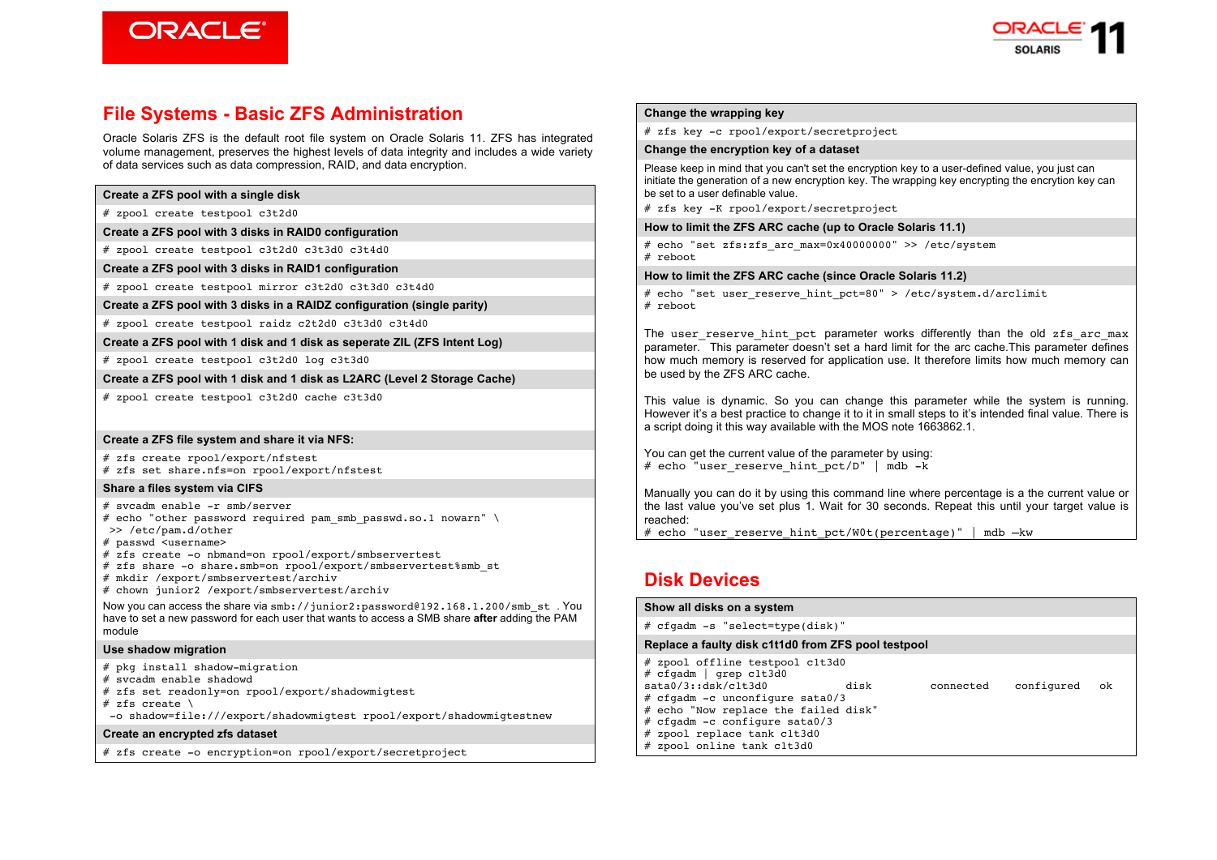## File Systems - Basic ZFS Administration

Oracle Solaris ZFS is the default root file system on Oracle Solaris 11. ZFS has integrated volume management, preserves the highest levels of data integrity and includes a wide variety of data services such as data compression, RAID, and data encryption.

**Create a ZFS pool with a single disk**

```
# zpool create testpool c3t2d0
```

**Create a ZFS pool with 3 disks in RAID0 configuration**

```
# zpool create testpool c3t2d0 c3t3d0 c3t4d0
```

**Create a ZFS pool with 3 disks in RAID1 configuration**

```
# zpool create testpool mirror c3t2d0 c3t3d0 c3t4d0
```

**Create a ZFS pool with 3 disks in a RAIDZ configuration (single parity)**

```
# zpool create testpool raidz c2t2d0 c3t3d0 c3t4d0
```

**Create a ZFS pool with 1 disk and 1 disk as seperate ZIL (ZFS Intent Log)**

```
# zpool create testpool c3t2d0 log c3t3d0
```

**Create a ZFS pool with 1 disk and 1 disk as L2ARC (Level 2 Storage Cache)**

```
# zpool create testpool c3t2d0 cache c3t3d0
```

**Create a ZFS file system and share it via NFS:**

```
# zfs create rpool/export/nfstest
# zfs set share.nfs=on rpool/export/nfstest
```

**Share a files system via CIFS**

```
# svcadm enable -r smb/server
# echo "other password required pam_smb_passwd.so.1 nowarn" \
 >> /etc/pam.d/other
# passwd <username>
# zfs create -o nbmand=on rpool/export/smbservertest
# zfs share -o share.smb=on rpool/export/smbservertest%smb_st
# mkdir /export/smbservertest/archiv
# chown junior2 /export/smbservertest/archiv
```

Now you can access the share via `smb://junior2:password@192.168.1.200/smb_st` . You have to set a new password for each user that wants to access a SMB share **after** adding the PAM module

**Use shadow migration**

```
# pkg install shadow-migration
# svcadm enable shadowd
# zfs set readonly=on rpool/export/shadowmigtest
# zfs create \
 -o shadow=file:///export/shadowmigtest rpool/export/shadowmigtestnew
```

**Create an encrypted zfs dataset**

```
# zfs create -o encryption=on rpool/export/secretproject
```

**Change the wrapping key**

```
# zfs key -c rpool/export/secretproject
```

**Change the encryption key of a dataset**

Please keep in mind that you can't set the encryption key to a user-defined value, you just can initiate the generation of a new encryption key. The wrapping key encrypting the encrytion key can be set to a user definable value.

```
# zfs key -K rpool/export/secretproject
```

**How to limit the ZFS ARC cache (up to Oracle Solaris 11.1)**

```
# echo "set zfs:zfs_arc_max=0x40000000" >> /etc/system
# reboot
```

**How to limit the ZFS ARC cache (since Oracle Solaris 11.2)**

```
# echo "set user_reserve_hint_pct=80" > /etc/system.d/arclimit
# reboot
```

The `user_reserve_hint_pct` parameter works differently than the old `zfs_arc_max` parameter. This parameter doesn't set a hard limit for the arc cache.This parameter defines how much memory is reserved for application use. It therefore limits how much memory can be used by the ZFS ARC cache.

This value is dynamic. So you can change this parameter while the system is running. However it's a best practice to change it to it in small steps to it's intended final value. There is a script doing it this way available with the MOS note 1663862.1.

You can get the current value of the parameter by using:

```
# echo "user_reserve_hint_pct/D" | mdb -k
```

Manually you can do it by using this command line where percentage is a the current value or the last value you've set plus 1. Wait for 30 seconds. Repeat this until your target value is reached:

```
# echo "user_reserve_hint_pct/W0t(percentage)" | mdb –kw
```

## Disk Devices

**Show all disks on a system**

```
# cfgadm -s "select=type(disk)"
```

**Replace a faulty disk c1t1d0 from ZFS pool testpool**

```
# zpool offline testpool c1t3d0
# cfgadm | grep c1t3d0
sata0/3::dsk/c1t3d0          disk         connected    configured    ok
# cfgadm -c unconfigure sata0/3
# echo "Now replace the failed disk"
# cfgadm -c configure sata0/3
# zpool replace tank c1t3d0
# zpool online tank c1t3d0
```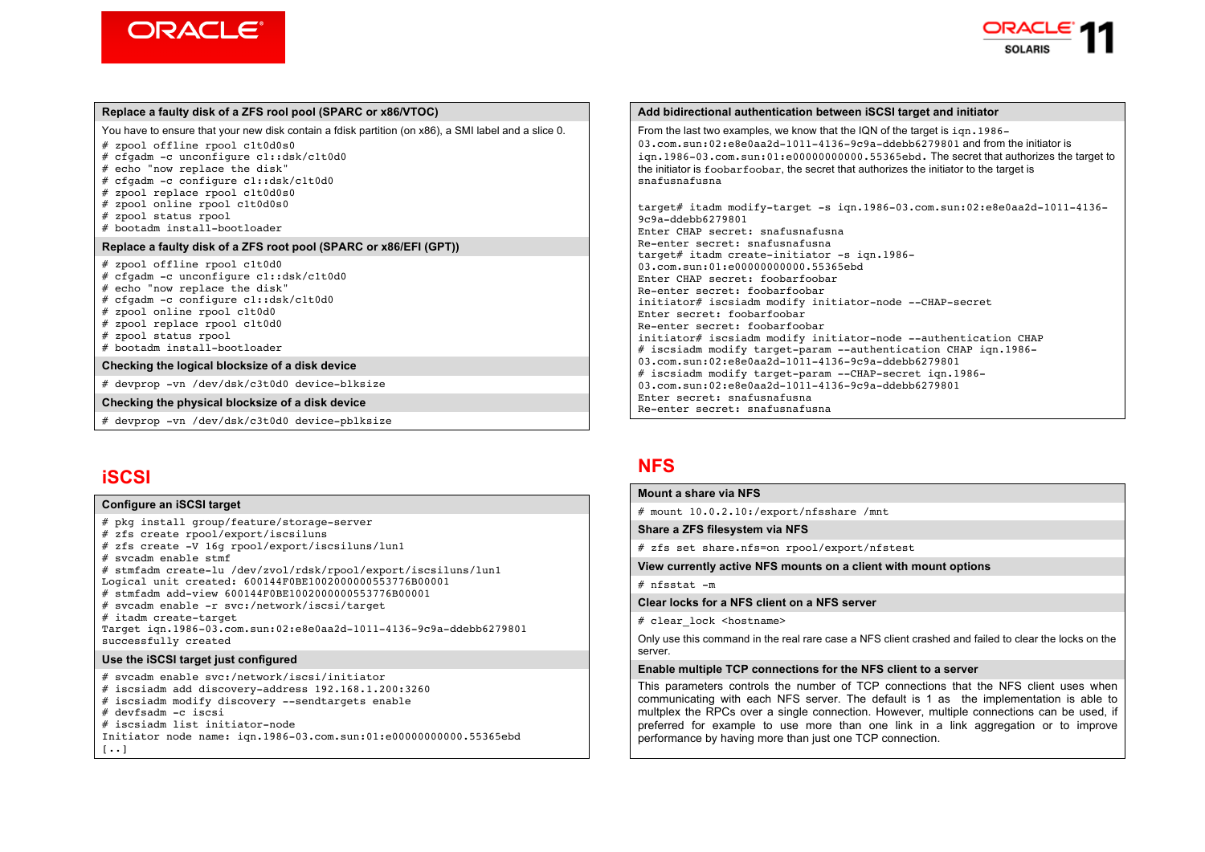### Replace a faulty disk of a ZFS rool pool (SPARC or x86/VTOC)

You have to ensure that your new disk contain a fdisk partition (on x86), a SMI label and a slice 0.

```
# zpool offline rpool c1t0d0s0
# cfgadm -c unconfigure c1::dsk/c1t0d0
# echo "now replace the disk"
# cfgadm -c configure c1::dsk/c1t0d0
# zpool replace rpool c1t0d0s0
# zpool online rpool c1t0d0s0
# zpool status rpool
# bootadm install-bootloader
```

### Replace a faulty disk of a ZFS root pool (SPARC or x86/EFI (GPT))

```
# zpool offline rpool c1t0d0
# cfgadm -c unconfigure c1::dsk/c1t0d0
# echo "now replace the disk"
# cfgadm -c configure c1::dsk/c1t0d0
# zpool online rpool c1t0d0
# zpool replace rpool c1t0d0
# zpool status rpool
# bootadm install-bootloader
```

### Checking the logical blocksize of a disk device

```
# devprop -vn /dev/dsk/c3t0d0 device-blksize
```

### Checking the physical blocksize of a disk device

```
# devprop -vn /dev/dsk/c3t0d0 device-pblksize
```

## iSCSI

### Configure an iSCSI target

```
# pkg install group/feature/storage-server
# zfs create rpool/export/iscsiluns
# zfs create -V 16g rpool/export/iscsiluns/lun1
# svcadm enable stmf
# stmfadm create-lu /dev/zvol/rdsk/rpool/export/iscsiluns/lun1
Logical unit created: 600144F0BE1002000000553776B00001
# stmfadm add-view 600144F0BE1002000000553776B00001
# svcadm enable -r svc:/network/iscsi/target
# itadm create-target
Target iqn.1986-03.com.sun:02:e8e0aa2d-1011-4136-9c9a-ddebb6279801
successfully created
```

### Use the iSCSI target just configured

```
# svcadm enable svc:/network/iscsi/initiator
# iscsiadm add discovery-address 192.168.1.200:3260
# iscsiadm modify discovery --sendtargets enable
# devfsadm -c iscsi
# iscsiadm list initiator-node
Initiator node name: iqn.1986-03.com.sun:01:e00000000000.55365ebd
[..]
```

### Add bidirectional authentication between iSCSI target and initiator

From the last two examples, we know that the IQN of the target is `iqn.1986-03.com.sun:02:e8e0aa2d-1011-4136-9c9a-ddebb6279801` and from the initiator is `iqn.1986-03.com.sun:01:e00000000000.55365ebd`. The secret that authorizes the target to the initiator is `foobarfoobar`, the secret that authorizes the initiator to the target is `snafusnafusna`

```
target# itadm modify-target -s iqn.1986-03.com.sun:02:e8e0aa2d-1011-4136-
9c9a-ddebb6279801
Enter CHAP secret: snafusnafusna
Re-enter secret: snafusnafusna
target# itadm create-initiator -s iqn.1986-
03.com.sun:01:e00000000000.55365ebd
Enter CHAP secret: foobarfoobar
Re-enter secret: foobarfoobar
initiator# iscsiadm modify initiator-node --CHAP-secret
Enter secret: foobarfoobar
Re-enter secret: foobarfoobar
initiator# iscsiadm modify initiator-node --authentication CHAP
# iscsiadm modify target-param --authentication CHAP iqn.1986-
03.com.sun:02:e8e0aa2d-1011-4136-9c9a-ddebb6279801
# iscsiadm modify target-param --CHAP-secret iqn.1986-
03.com.sun:02:e8e0aa2d-1011-4136-9c9a-ddebb6279801
Enter secret: snafusnafusna
Re-enter secret: snafusnafusna
```

## NFS

### Mount a share via NFS

```
# mount 10.0.2.10:/export/nfsshare /mnt
```

### Share a ZFS filesystem via NFS

```
# zfs set share.nfs=on rpool/export/nfstest
```

### View currently active NFS mounts on a client with mount options

```
# nfsstat -m
```

### Clear locks for a NFS client on a NFS server

```
# clear_lock <hostname>
```

Only use this command in the real rare case a NFS client crashed and failed to clear the locks on the server.

### Enable multiple TCP connections for the NFS client to a server

This parameters controls the number of TCP connections that the NFS client uses when communicating with each NFS server. The default is 1 as the implementation is able to multplex the RPCs over a single connection. However, multiple connections can be used, if preferred for example to use more than one link in a link aggregation or to improve performance by having more than just one TCP connection.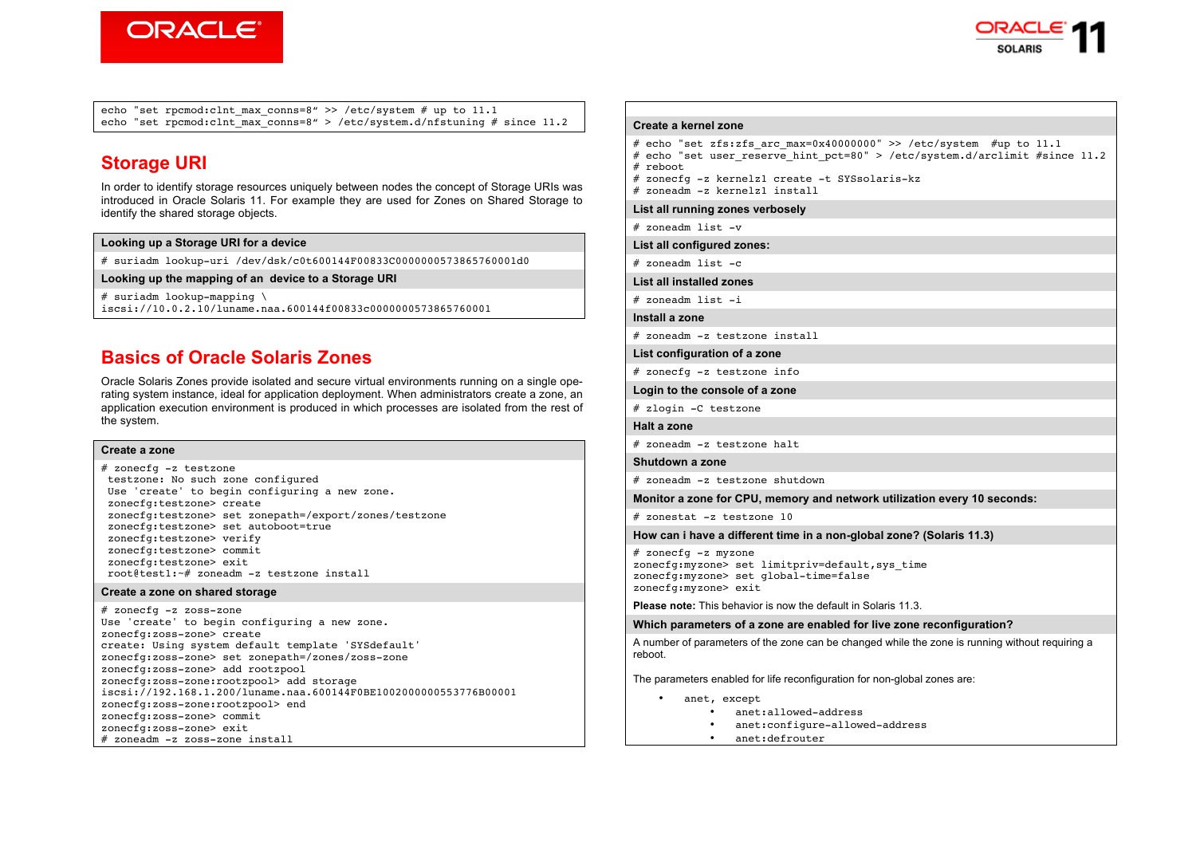```
echo "set rpcmod:clnt_max_conns=8" >> /etc/system # up to 11.1
echo "set rpcmod:clnt_max_conns=8" > /etc/system.d/nfstuning # since 11.2
```

## Storage URI

In order to identify storage resources uniquely between nodes the concept of Storage URIs was introduced in Oracle Solaris 11. For example they are used for Zones on Shared Storage to identify the shared storage objects.

**Looking up a Storage URI for a device**

```
# suriadm lookup-uri /dev/dsk/c0t600144F00833C0000000573865760001d0
```

**Looking up the mapping of an device to a Storage URI**

```
# suriadm lookup-mapping \
iscsi://10.0.2.10/luname.naa.600144f00833c0000000573865760001
```

## Basics of Oracle Solaris Zones

Oracle Solaris Zones provide isolated and secure virtual environments running on a single operating system instance, ideal for application deployment. When administrators create a zone, an application execution environment is produced in which processes are isolated from the rest of the system.

**Create a zone**

```
# zonecfg -z testzone
 testzone: No such zone configured
 Use 'create' to begin configuring a new zone.
 zonecfg:testzone> create
 zonecfg:testzone> set zonepath=/export/zones/testzone
 zonecfg:testzone> set autoboot=true
 zonecfg:testzone> verify
 zonecfg:testzone> commit
 zonecfg:testzone> exit
 root@test1:~# zoneadm -z testzone install
```

**Create a zone on shared storage**

```
# zonecfg -z zoss-zone
Use 'create' to begin configuring a new zone.
zonecfg:zoss-zone> create
create: Using system default template 'SYSdefault'
zonecfg:zoss-zone> set zonepath=/zones/zoss-zone
zonecfg:zoss-zone> add rootzpool
zonecfg:zoss-zone:rootzpool> add storage
iscsi://192.168.1.200/luname.naa.600144F0BE1002000000553776B00001
zonecfg:zoss-zone:rootzpool> end
zonecfg:zoss-zone> commit
zonecfg:zoss-zone> exit
# zoneadm -z zoss-zone install
```

**Create a kernel zone**

```
# echo "set zfs:zfs_arc_max=0x40000000" >> /etc/system  #up to 11.1
# echo "set user_reserve_hint_pct=80" > /etc/system.d/arclimit #since 11.2
# reboot
# zonecfg -z kernelz1 create -t SYSsolaris-kz
# zoneadm -z kernelz1 install
```

**List all running zones verbosely**

```
# zoneadm list -v
```

**List all configured zones:**

```
# zoneadm list -c
```

**List all installed zones**

```
# zoneadm list -i
```

**Install a zone**

```
# zoneadm -z testzone install
```

**List configuration of a zone**

```
# zonecfg -z testzone info
```

**Login to the console of a zone**

```
# zlogin -C testzone
```

**Halt a zone**

```
# zoneadm -z testzone halt
```

**Shutdown a zone**

```
# zoneadm -z testzone shutdown
```

**Monitor a zone for CPU, memory and network utilization every 10 seconds:**

```
# zonestat -z testzone 10
```

**How can i have a different time in a non-global zone? (Solaris 11.3)**

```
# zonecfg -z myzone
zonecfg:myzone> set limitpriv=default,sys_time
zonecfg:myzone> set global-time=false
zonecfg:myzone> exit
```

**Please note:** This behavior is now the default in Solaris 11.3.

**Which parameters of a zone are enabled for live zone reconfiguration?**

A number of parameters of the zone can be changed while the zone is running without requiring a reboot.

The parameters enabled for life reconfiguration for non-global zones are:

- `anet, except`
  - `anet:allowed-address`
  - `anet:configure-allowed-address`
  - `anet:defrouter`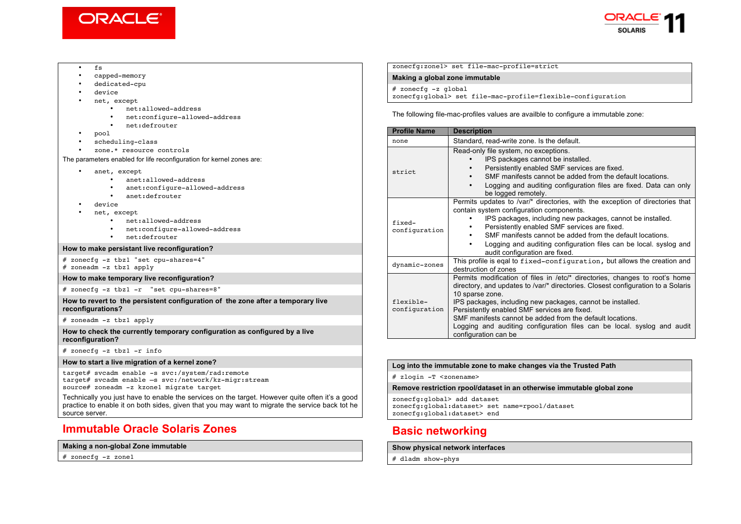- fs
- capped-memory
- dedicated-cpu
- device
- net, except
  - net:allowed-address
  - net:configure-allowed-address
  - net:defrouter
- pool
- scheduling-class
- zone.* resource controls

The parameters enabled for life reconfiguration for kernel zones are:

- anet, except
  - anet:allowed-address
  - anet:configure-allowed-address
  - anet:defrouter
- device
- net, except
  - net:allowed-address
  - net:configure-allowed-address
  - net:defrouter

**How to make persistant live reconfiguration?**

```
# zonecfg -z tbz1 "set cpu-shares=4"
# zoneadm -z tbz1 apply
```

**How to make temporary live reconfiguration?**

```
# zonecfg -z tbz1 -r  "set cpu-shares=8"
```

**How to revert to  the persistent configuration of  the zone after a temporary live reconfigurations?**

```
# zoneadm -z tbz1 apply
```

**How to check the currently temporary configuration as configured by a live reconfiguration?**

```
# zonecfg -z tbz1 -r info
```

**How to start a live migration of a kernel zone?**

```
target# svcadm enable -s svc:/system/rad:remote
target# svcadm enable –s svc:/network/kz-migr:stream
source# zoneadm -z kzone1 migrate target
```

Technically you just have to enable the services on the target. However quite often it's a good practice to enable it on both sides, given that you may want to migrate the service back tot he source server.

## Immutable Oracle Solaris Zones

**Making a non-global Zone immutable**

```
# zonecfg -z zone1
zonecfg:zone1> set file-mac-profile=strict
```

**Making a global zone immutable**

```
# zonecfg -z global
zonecfg:global> set file-mac-profile=flexible-configuration
```

The following file-mac-profiles values are availble to configure a immutable zone:

| Profile Name | Description |
|---|---|
| none | Standard, read-write zone. Is the default. |
| strict | Read-only file system, no exceptions.<br>• IPS packages cannot be installed.<br>• Persistently enabled SMF services are fixed.<br>• SMF manifests cannot be added from the default locations.<br>• Logging and auditing configuration files are fixed. Data can only be logged remotely. |
| fixed-configuration | Permits updates to /var/* directories, with the exception of directories that contain system configuration components.<br>• IPS packages, including new packages, cannot be installed.<br>• Persistently enabled SMF services are fixed.<br>• SMF manifests cannot be added from the default locations.<br>• Logging and auditing configuration files can be local. syslog and audit configuration are fixed. |
| dynamic-zones | This profile is eqal to `fixed-configuration`, but allows the creation and destruction of zones |
| flexible-configuration | Permits modification of files in /etc/* directories, changes to root's home directory, and updates to /var/* directories. Closest configuration to a Solaris 10 sparse zone.<br>IPS packages, including new packages, cannot be installed.<br>Persistently enabled SMF services are fixed.<br>SMF manifests cannot be added from the default locations.<br>Logging and auditing configuration files can be local. syslog and audit configuration can be |

**Log into the immutable zone to make changes via the Trusted Path**

```
# zlogin -T <zonename>
```

**Remove restriction rpool/dataset in an otherwise immutable global zone**

```
zonecfg:global> add dataset
zonecfg:global:dataset> set name=rpool/dataset
zonecfg:global:dataset> end
```

## Basic networking

**Show physical network interfaces**

```
# dladm show-phys
```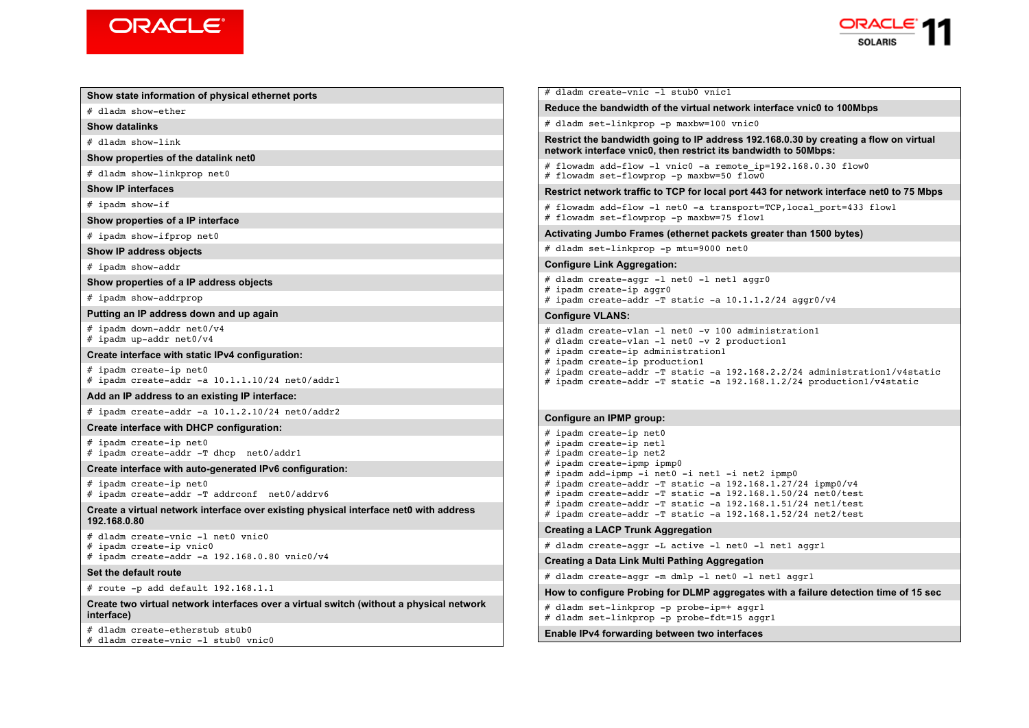**Show state information of physical ethernet ports**

```
# dladm show-ether
```

**Show datalinks**

```
# dladm show-link
```

**Show properties of the datalink net0**

```
# dladm show-linkprop net0
```

**Show IP interfaces**

```
# ipadm show-if
```

**Show properties of a IP interface**

```
# ipadm show-ifprop net0
```

**Show IP address objects**

```
# ipadm show-addr
```

**Show properties of a IP address objects**

```
# ipadm show-addrprop
```

**Putting an IP address down and up again**

```
# ipadm down-addr net0/v4
# ipadm up-addr net0/v4
```

**Create interface with static IPv4 configuration:**

```
# ipadm create-ip net0
# ipadm create-addr -a 10.1.1.10/24 net0/addr1
```

**Add an IP address to an existing IP interface:**

```
# ipadm create-addr -a 10.1.2.10/24 net0/addr2
```

**Create interface with DHCP configuration:**

```
# ipadm create-ip net0
# ipadm create-addr -T dhcp  net0/addr1
```

**Create interface with auto-generated IPv6 configuration:**

```
# ipadm create-ip net0
# ipadm create-addr -T addrconf  net0/addrv6
```

**Create a virtual network interface over existing physical interface net0 with address 192.168.0.80**

```
# dladm create-vnic -l net0 vnic0
# ipadm create-ip vnic0
# ipadm create-addr -a 192.168.0.80 vnic0/v4
```

**Set the default route**

```
# route -p add default 192.168.1.1
```

**Create two virtual network interfaces over a virtual switch (without a physical network interface)**

```
# dladm create-etherstub stub0
# dladm create-vnic -l stub0 vnic0
# dladm create-vnic -l stub0 vnic1
```

**Reduce the bandwidth of the virtual network interface vnic0 to 100Mbps**

```
# dladm set-linkprop -p maxbw=100 vnic0
```

**Restrict the bandwidth going to IP address 192.168.0.30 by creating a flow on virtual network interface vnic0, then restrict its bandwidth to 50Mbps:**

```
# flowadm add-flow -l vnic0 -a remote_ip=192.168.0.30 flow0
# flowadm set-flowprop -p maxbw=50 flow0
```

**Restrict network traffic to TCP for local port 443 for network interface net0 to 75 Mbps**

```
# flowadm add-flow -l net0 -a transport=TCP,local_port=433 flow1
# flowadm set-flowprop -p maxbw=75 flow1
```

**Activating Jumbo Frames (ethernet packets greater than 1500 bytes)**

```
# dladm set-linkprop -p mtu=9000 net0
```

**Configure Link Aggregation:**

```
# dladm create-aggr -l net0 -l net1 aggr0
# ipadm create-ip aggr0
# ipadm create-addr -T static -a 10.1.1.2/24 aggr0/v4
```

**Configure VLANS:**

```
# dladm create-vlan -l net0 -v 100 administration1
# dladm create-vlan -l net0 -v 2 production1
# ipadm create-ip administration1
# ipadm create-ip production1
# ipadm create-addr -T static -a 192.168.2.2/24 administration1/v4static
# ipadm create-addr -T static -a 192.168.1.2/24 production1/v4static
```

**Configure an IPMP group:**

```
# ipadm create-ip net0
# ipadm create-ip net1
# ipadm create-ip net2
# ipadm create-ipmp ipmp0
# ipadm add-ipmp -i net0 -i net1 -i net2 ipmp0
# ipadm create-addr -T static -a 192.168.1.27/24 ipmp0/v4
# ipadm create-addr -T static -a 192.168.1.50/24 net0/test
# ipadm create-addr -T static -a 192.168.1.51/24 net1/test
# ipadm create-addr -T static -a 192.168.1.52/24 net2/test
```

**Creating a LACP Trunk Aggregation**

```
# dladm create-aggr -L active -l net0 -l net1 aggr1
```

**Creating a Data Link Multi Pathing Aggregation**

```
# dladm create-aggr -m dmlp -l net0 -l net1 aggr1
```

**How to configure Probing for DLMP aggregates with a failure detection time of 15 sec**

```
# dladm set-linkprop -p probe-ip=+ aggr1
# dladm set-linkprop -p probe-fdt=15 aggr1
```

**Enable IPv4 forwarding between two interfaces**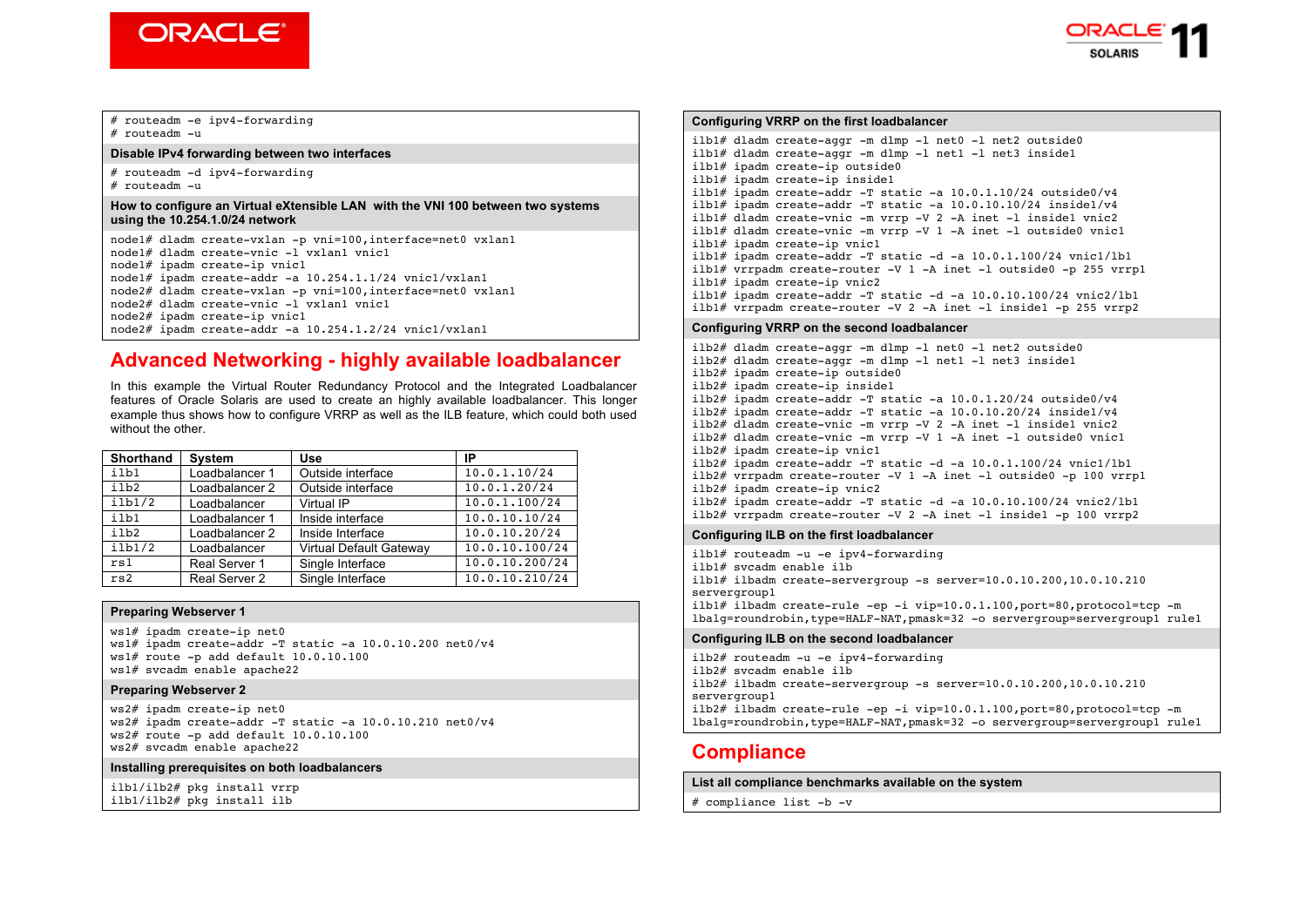```
# routeadm -e ipv4-forwarding
# routeadm -u
```

**Disable IPv4 forwarding between two interfaces**

```
# routeadm -d ipv4-forwarding
# routeadm -u
```

**How to configure an Virtual eXtensible LAN with the VNI 100 between two systems using the 10.254.1.0/24 network**

```
node1# dladm create-vxlan -p vni=100,interface=net0 vxlan1
node1# dladm create-vnic -l vxlan1 vnic1
node1# ipadm create-ip vnic1
node1# ipadm create-addr -a 10.254.1.1/24 vnic1/vxlan1
node2# dladm create-vxlan -p vni=100,interface=net0 vxlan1
node2# dladm create-vnic -l vxlan1 vnic1
node2# ipadm create-ip vnic1
node2# ipadm create-addr -a 10.254.1.2/24 vnic1/vxlan1
```

## Advanced Networking - highly available loadbalancer

In this example the Virtual Router Redundancy Protocol and the Integrated Loadbalancer features of Oracle Solaris are used to create an highly available loadbalancer. This longer example thus shows how to configure VRRP as well as the ILB feature, which could both used without the other.

| Shorthand | System | Use | IP |
|---|---|---|---|
| ilb1 | Loadbalancer 1 | Outside interface | 10.0.1.10/24 |
| ilb2 | Loadbalancer 2 | Outside interface | 10.0.1.20/24 |
| ilb1/2 | Loadbalancer | Virtual IP | 10.0.1.100/24 |
| ilb1 | Loadbalancer 1 | Inside interface | 10.0.10.10/24 |
| ilb2 | Loadbalancer 2 | Inside Interface | 10.0.10.20/24 |
| ilb1/2 | Loadbalancer | Virtual Default Gateway | 10.0.10.100/24 |
| rs1 | Real Server 1 | Single Interface | 10.0.10.200/24 |
| rs2 | Real Server 2 | Single Interface | 10.0.10.210/24 |

**Preparing Webserver 1**

```
ws1# ipadm create-ip net0
ws1# ipadm create-addr -T static -a 10.0.10.200 net0/v4
ws1# route -p add default 10.0.10.100
ws1# svcadm enable apache22
```

**Preparing Webserver 2**

```
ws2# ipadm create-ip net0
ws2# ipadm create-addr -T static -a 10.0.10.210 net0/v4
ws2# route -p add default 10.0.10.100
ws2# svcadm enable apache22
```

**Installing prerequisites on both loadbalancers**

```
ilb1/ilb2# pkg install vrrp
ilb1/ilb2# pkg install ilb
```

**Configuring VRRP on the first loadbalancer**

```
ilb1# dladm create-aggr -m dlmp -l net0 -l net2 outside0
ilb1# dladm create-aggr -m dlmp -l net1 -l net3 inside1
ilb1# ipadm create-ip outside0
ilb1# ipadm create-ip inside1
ilb1# ipadm create-addr -T static -a 10.0.1.10/24 outside0/v4
ilb1# ipadm create-addr -T static -a 10.0.10.10/24 inside1/v4
ilb1# dladm create-vnic -m vrrp -V 2 -A inet -l inside1 vnic2
ilb1# dladm create-vnic -m vrrp -V 1 -A inet -l outside0 vnic1
ilb1# ipadm create-ip vnic1
ilb1# ipadm create-addr -T static -d -a 10.0.1.100/24 vnic1/lb1
ilb1# vrrpadm create-router -V 1 -A inet -l outside0 -p 255 vrrp1
ilb1# ipadm create-ip vnic2
ilb1# ipadm create-addr -T static -d -a 10.0.10.100/24 vnic2/lb1
ilb1# vrrpadm create-router -V 2 -A inet -l inside1 -p 255 vrrp2
```

**Configuring VRRP on the second loadbalancer**

```
ilb2# dladm create-aggr -m dlmp -l net0 -l net2 outside0
ilb2# dladm create-aggr -m dlmp -l net1 -l net3 inside1
ilb2# ipadm create-ip outside0
ilb2# ipadm create-ip inside1
ilb2# ipadm create-addr -T static -a 10.0.1.20/24 outside0/v4
ilb2# ipadm create-addr -T static -a 10.0.10.20/24 inside1/v4
ilb2# dladm create-vnic -m vrrp -V 2 -A inet -l inside1 vnic2
ilb2# dladm create-vnic -m vrrp -V 1 -A inet -l outside0 vnic1
ilb2# ipadm create-ip vnic1
ilb2# ipadm create-addr -T static -d -a 10.0.1.100/24 vnic1/lb1
ilb2# vrrpadm create-router -V 1 -A inet -l outside0 -p 100 vrrp1
ilb2# ipadm create-ip vnic2
ilb2# ipadm create-addr -T static -d -a 10.0.10.100/24 vnic2/lb1
ilb2# vrrpadm create-router -V 2 -A inet -l inside1 -p 100 vrrp2
```

**Configuring ILB on the first loadbalancer**

```
ilb1# routeadm -u -e ipv4-forwarding
ilb1# svcadm enable ilb
ilb1# ilbadm create-servergroup -s server=10.0.10.200,10.0.10.210
servergroup1
ilb1# ilbadm create-rule -ep -i vip=10.0.1.100,port=80,protocol=tcp -m
lbalg=roundrobin,type=HALF-NAT,pmask=32 -o servergroup=servergroup1 rule1
```

**Configuring ILB on the second loadbalancer**

```
ilb2# routeadm -u -e ipv4-forwarding
ilb2# svcadm enable ilb
ilb2# ilbadm create-servergroup -s server=10.0.10.200,10.0.10.210
servergroup1
ilb2# ilbadm create-rule -ep -i vip=10.0.1.100,port=80,protocol=tcp -m
lbalg=roundrobin,type=HALF-NAT,pmask=32 -o servergroup=servergroup1 rule1
```

## Compliance

**List all compliance benchmarks available on the system**

```
# compliance list -b -v
```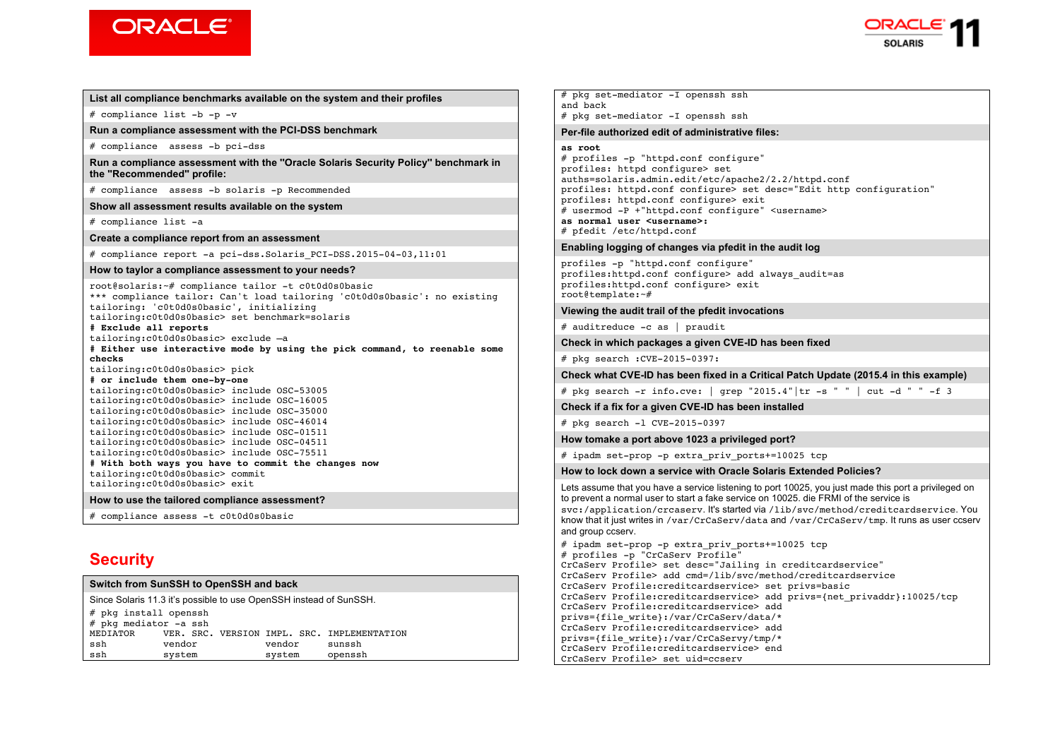**List all compliance benchmarks available on the system and their profiles**

```
# compliance list -b -p -v
```

**Run a compliance assessment with the PCI-DSS benchmark**

```
# compliance  assess -b pci-dss
```

**Run a compliance assessment with the "Oracle Solaris Security Policy" benchmark in the "Recommended" profile:**

```
# compliance  assess -b solaris -p Recommended
```

**Show all assessment results available on the system**

```
# compliance list -a
```

**Create a compliance report from an assessment**

```
# compliance report -a pci-dss.Solaris_PCI-DSS.2015-04-03,11:01
```

**How to taylor a compliance assessment to your needs?**

```
root@solaris:~# compliance tailor -t c0t0d0s0basic
*** compliance tailor: Can't load tailoring 'c0t0d0s0basic': no existing
tailoring: 'c0t0d0s0basic', initializing
tailoring:c0t0d0s0basic> set benchmark=solaris
# Exclude all reports
tailoring:c0t0d0s0basic> exclude –a
# Either use interactive mode by using the pick command, to reenable some checks
tailoring:c0t0d0s0basic> pick
# or include them one-by-one
tailoring:c0t0d0s0basic> include OSC-53005
tailoring:c0t0d0s0basic> include OSC-16005
tailoring:c0t0d0s0basic> include OSC-35000
tailoring:c0t0d0s0basic> include OSC-46014
tailoring:c0t0d0s0basic> include OSC-01511
tailoring:c0t0d0s0basic> include OSC-04511
tailoring:c0t0d0s0basic> include OSC-75511
# With both ways you have to commit the changes now
tailoring:c0t0d0s0basic> commit
tailoring:c0t0d0s0basic> exit
```

**How to use the tailored compliance assessment?**

```
# compliance assess -t c0t0d0s0basic
```

## Security

**Switch from SunSSH to OpenSSH and back**

Since Solaris 11.3 it's possible to use OpenSSH instead of SunSSH.

```
# pkg install openssh
# pkg mediator -a ssh
MEDIATOR     VER. SRC. VERSION IMPL. SRC. IMPLEMENTATION
ssh          vendor            vendor     sunssh
ssh          system            system     openssh
# pkg set-mediator -I openssh ssh
and back
# pkg set-mediator -I openssh ssh
```

**Per-file authorized edit of administrative files:**

```
as root
# profiles -p "httpd.conf configure"
profiles: httpd configure> set auths=solaris.admin.edit/etc/apache2/2.2/httpd.conf
profiles: httpd.conf configure> set desc="Edit http configuration"
profiles: httpd.conf configure> exit
# usermod -P +"httpd.conf configure" <username>
as normal user <username>:
# pfedit /etc/httpd.conf
```

**Enabling logging of changes via pfedit in the audit log**

```
profiles -p "httpd.conf configure"
profiles:httpd.conf configure> add always_audit=as
profiles:httpd.conf configure> exit
root@template:~#
```

**Viewing the audit trail of the pfedit invocations**

```
# auditreduce -c as | praudit
```

**Check in which packages a given CVE-ID has been fixed**

```
# pkg search :CVE-2015-0397:
```

**Check what CVE-ID has been fixed in a Critical Patch Update (2015.4 in this example)**

```
# pkg search -r info.cve: | grep "2015.4"|tr -s " " | cut -d " " -f 3
```

**Check if a fix for a given CVE-ID has been installed**

```
# pkg search -l CVE-2015-0397
```

**How tomake a port above 1023 a privileged port?**

```
# ipadm set-prop -p extra_priv_ports+=10025 tcp
```

**How to lock down a service with Oracle Solaris Extended Policies?**

Lets assume that you have a service listening to port 10025, you just made this port a privileged on to prevent a normal user to start a fake service on 10025. die FRMI of the service is `svc:/application/crcaserv`. It's started via `/lib/svc/method/creditcardservice`. You know that it just writes in `/var/CrCaServ/data` and `/var/CrCaServ/tmp`. It runs as user ccserv and group ccserv.

```
# ipadm set-prop -p extra_priv_ports+=10025 tcp
# profiles -p "CrCaServ Profile"
CrCaServ Profile> set desc="Jailing in creditcardservice"
CrCaServ Profile> add cmd=/lib/svc/method/creditcardservice
CrCaServ Profile:creditcardservice> set privs=basic
CrCaServ Profile:creditcardservice> add privs={net_privaddr}:10025/tcp
CrCaServ Profile:creditcardservice> add privs={file_write}:/var/CrCaServ/data/*
CrCaServ Profile:creditcardservice> add privs={file_write}:/var/CrCaServy/tmp/*
CrCaServ Profile:creditcardservice> end
CrCaServ Profile> set uid=ccserv
```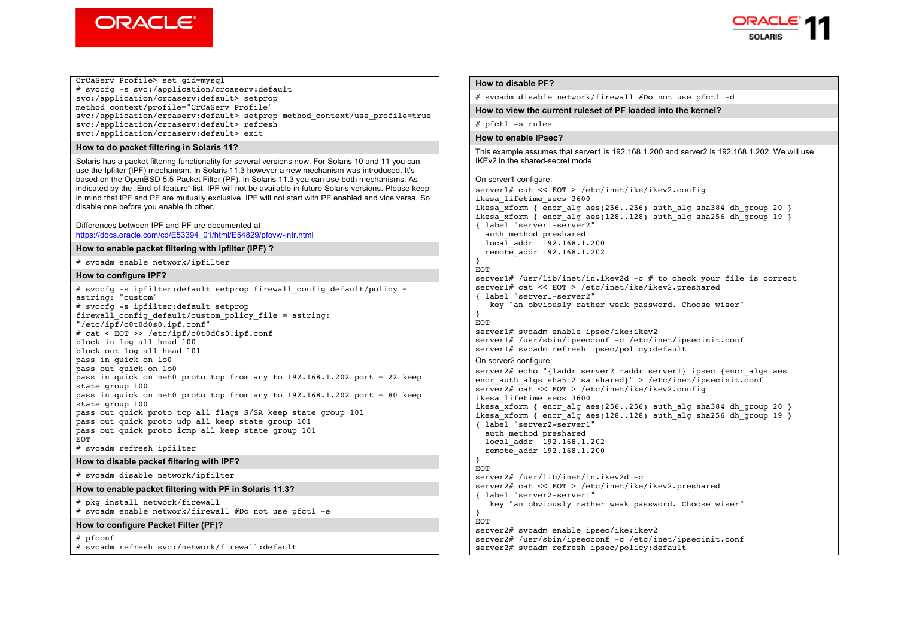```
CrCaServ Profile> set gid=mysql
# svccfg -s svc:/application/crcaserv:default
svc:/application/crcaserv:default> setprop
method_context/profile="CrCaServ Profile"
svc:/application/crcaserv:default> setprop method_context/use_profile=true
svc:/application/crcaserv:default> refresh
svc:/application/crcaserv:default> exit
```

### How to do packet filtering in Solaris 11?

Solaris has a packet filtering functionality for several versions now. For Solaris 10 and 11 you can use the Ipfilter (IPF) mechanism. In Solaris 11.3 however a new mechanism was introduced. It's based on the OpenBSD 5.5 Packet Filter (PF). In Solaris 11.3 you can use both mechanisms. As indicated by the „End-of-feature" list, IPF will not be available in future Solaris versions. Please keep in mind that IPF and PF are mutually exclusive. IPF will not start with PF enabled and vice versa. So disable one before you enable th other.

Differences between IPF and PF are documented at
https://docs.oracle.com/cd/E53394_01/html/E54829/pfovw-intr.html

### How to enable packet filtering with ipfilter (IPF) ?

```
# svcadm enable network/ipfilter
```

### How to configure IPF?

```
# svccfg -s ipfilter:default setprop firewall_config_default/policy =
astring: "custom"
# svccfg -s ipfilter:default setprop
firewall_config_default/custom_policy_file = astring:
"/etc/ipf/c0t0d0s0.ipf.conf"
# cat < EOT >> /etc/ipf/c0t0d0s0.ipf.conf
block in log all head 100
block out log all head 101
pass in quick on lo0
pass out quick on lo0
pass in quick on net0 proto tcp from any to 192.168.1.202 port = 22 keep
state group 100
pass in quick on net0 proto tcp from any to 192.168.1.202 port = 80 keep
state group 100
pass out quick proto tcp all flags S/SA keep state group 101
pass out quick proto udp all keep state group 101
pass out quick proto icmp all keep state group 101
EOT
# svcadm refresh ipfilter
```

### How to disable packet filtering with IPF?

```
# svcadm disable network/ipfilter
```

### How to enable packet filtering with PF in Solaris 11.3?

```
# pkg install network/firewall
# svcadm enable network/firewall #Do not use pfctl -e
```

### How to configure Packet Filter (PF)?

```
# pfconf
# svcadm refresh svc:/network/firewall:default
```

### How to disable PF?

```
# svcadm disable network/firewall #Do not use pfctl -d
```

### How to view the current ruleset of PF loaded into the kernel?

```
# pfctl -s rules
```

### How to enable IPsec?

This example assumes that server1 is 192.168.1.200 and server2 is 192.168.1.202. We will use IKEv2 in the shared-secret mode.

On server1 configure:

```
server1# cat << EOT > /etc/inet/ike/ikev2.config
ikesa_lifetime_secs 3600
ikesa_xform { encr_alg aes(256..256) auth_alg sha384 dh_group 20 }
ikesa_xform { encr_alg aes(128..128) auth_alg sha256 dh_group 19 }
{ label "server1-server2"
  auth_method preshared
  local_addr  192.168.1.200
  remote_addr 192.168.1.202
}
EOT
server1# /usr/lib/inet/in.ikev2d -c # to check your file is correct
server1# cat << EOT > /etc/inet/ike/ikev2.preshared
{ label "server1-server2"
   key "an obviously rather weak password. Choose wiser"
}
EOT
server1# svcadm enable ipsec/ike:ikev2
server1# /usr/sbin/ipsecconf -c /etc/inet/ipsecinit.conf
server1# svcadm refresh ipsec/policy:default
```

On server2 configure:

```
server2# echo "{laddr server2 raddr server1} ipsec {encr_algs aes
encr_auth_algs sha512 sa shared}" > /etc/inet/ipsecinit.conf
server2# cat << EOT > /etc/inet/ike/ikev2.config
ikesa_lifetime_secs 3600
ikesa_xform { encr_alg aes(256..256) auth_alg sha384 dh_group 20 }
ikesa_xform { encr_alg aes(128..128) auth_alg sha256 dh_group 19 }
{ label "server2-server1"
  auth_method preshared
  local_addr  192.168.1.202
  remote_addr 192.168.1.200
}
EOT
server2# /usr/lib/inet/in.ikev2d -c
server2# cat << EOT > /etc/inet/ike/ikev2.preshared
{ label "server2-server1"
   key "an obviously rather weak password. Choose wiser"
}
EOT
server2# svcadm enable ipsec/ike:ikev2
server2# /usr/sbin/ipsecconf -c /etc/inet/ipsecinit.conf
server2# svcadm refresh ipsec/policy:default
```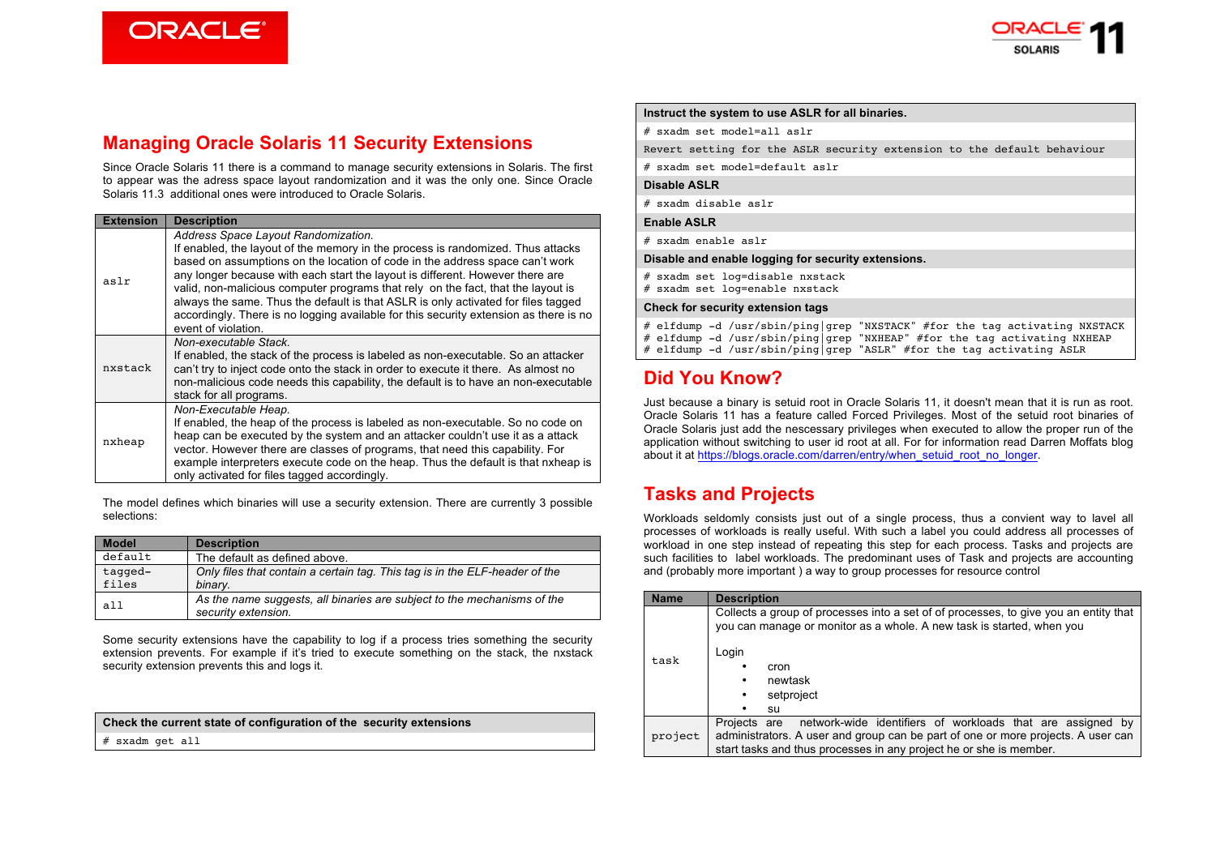## Managing Oracle Solaris 11 Security Extensions

Since Oracle Solaris 11 there is a command to manage security extensions in Solaris. The first to appear was the adress space layout randomization and it was the only one. Since Oracle Solaris 11.3 additional ones were introduced to Oracle Solaris.

| Extension | Description |
|---|---|
| aslr | *Address Space Layout Randomization.* If enabled, the layout of the memory in the process is randomized. Thus attacks based on assumptions on the location of code in the address space can't work any longer because with each start the layout is different. However there are valid, non-malicious computer programs that rely on the fact, that the layout is always the same. Thus the default is that ASLR is only activated for files tagged accordingly. There is no logging available for this security extension as there is no event of violation. |
| nxstack | *Non-executable Stack.* If enabled, the stack of the process is labeled as non-executable. So an attacker can't try to inject code onto the stack in order to execute it there. As almost no non-malicious code needs this capability, the default is to have an non-executable stack for all programs. |
| nxheap | *Non-Executable Heap.* If enabled, the heap of the process is labeled as non-executable. So no code on heap can be executed by the system and an attacker couldn't use it as a attack vector. However there are classes of programs, that need this capability. For example interpreters execute code on the heap. Thus the default is that nxheap is only activated for files tagged accordingly. |

The model defines which binaries will use a security extension. There are currently 3 possible selections:

| Model | Description |
|---|---|
| default | The default as defined above. |
| tagged-files | *Only files that contain a certain tag. This tag is in the ELF-header of the binary.* |
| all | *As the name suggests, all binaries are subject to the mechanisms of the security extension.* |

Some security extensions have the capability to log if a process tries something the security extension prevents. For example if it's tried to execute something on the stack, the nxstack security extension prevents this and logs it.

**Check the current state of configuration of the security extensions**

```
# sxadm get all
```

**Instruct the system to use ASLR for all binaries.**

```
# sxadm set model=all aslr
```

Revert setting for the ASLR security extension to the default behaviour

```
# sxadm set model=default aslr
```

**Disable ASLR**

```
# sxadm disable aslr
```

**Enable ASLR**

```
# sxadm enable aslr
```

**Disable and enable logging for security extensions.**

```
# sxadm set log=disable nxstack
# sxadm set log=enable nxstack
```

**Check for security extension tags**

```
# elfdump -d /usr/sbin/ping|grep "NXSTACK" #for the tag activating NXSTACK
# elfdump -d /usr/sbin/ping|grep "NXHEAP" #for the tag activating NXHEAP
# elfdump -d /usr/sbin/ping|grep "ASLR" #for the tag activating ASLR
```

## Did You Know?

Just because a binary is setuid root in Oracle Solaris 11, it doesn't mean that it is run as root. Oracle Solaris 11 has a feature called Forced Privileges. Most of the setuid root binaries of Oracle Solaris just add the nescessary privileges when executed to allow the proper run of the application without switching to user id root at all. For for information read Darren Moffats blog about it at https://blogs.oracle.com/darren/entry/when_setuid_root_no_longer.

## Tasks and Projects

Workloads seldomly consists just out of a single process, thus a convient way to lavel all processes of workloads is really useful. With such a label you could address all processes of workload in one step instead of repeating this step for each process. Tasks and projects are such facilities to label workloads. The predominant uses of Task and projects are accounting and (probably more important ) a way to group processes for resource control

| Name | Description |
|---|---|
| task | Collects a group of processes into a set of of processes, to give you an entity that you can manage or monitor as a whole. A new task is started, when you<br><br>Login<br>• cron<br>• newtask<br>• setproject<br>• su |
| project | Projects are network-wide identifiers of workloads that are assigned by administrators. A user and group can be part of one or more projects. A user can start tasks and thus processes in any project he or she is member. |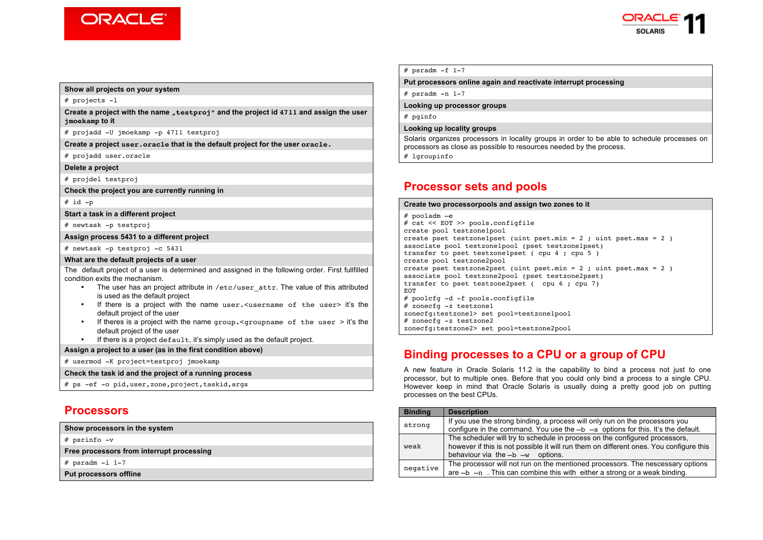**Show all projects on your system**

```
# projects -l
```

**Create a project with the name „testproj" and the project id 4711 and assign the user jmoekamp to it**

```
# projadd -U jmoekamp -p 4711 testproj
```

**Create a project user.oracle that is the default project for the user oracle.**

```
# projadd user.oracle
```

**Delete a project**

```
# projdel testproj
```

**Check the project you are currently running in**

```
# id -p
```

**Start a task in a different project**

```
# newtask -p testproj
```

**Assign process 5431 to a different project**

```
# newtask -p testproj -c 5431
```

**What are the default projects of a user**

The default project of a user is determined and assigned in the following order. First fullfilled condition exits the mechanism.

- The user has an project attribute in `/etc/user_attr`. The value of this attributed is used as the default project
- If there is a project with the name `user.<username of the user>` it's the default project of the user
- If theres is a project with the name `group.<groupname of the user >` it's the default project of the user
- If there is a project `default`, it's simply used as the default project.

**Assign a project to a user (as in the first condition above)**

```
# usermod -K project=testproj jmoekamp
```

**Check the task id and the project of a running process**

```
# ps -ef -o pid,user,zone,project,taskid,args
```

## Processors

**Show processors in the system**

```
# psrinfo -v
```

**Free processors from interrupt processing**

```
# psradm -i 1-7
```

**Put processors offline**

```
# psradm -f 1-7
```

**Put processors online again and reactivate interrupt processing**

```
# psradm -n 1-7
```

**Looking up processor groups**

```
# pginfo
```

**Looking up locality groups**

Solaris organizes processors in locality groups in order to be able to schedule processes on processors as close as possible to resources needed by the process.

```
# lgroupinfo
```

## Processor sets and pools

**Create two processorpools and assign two zones to it**

```
# pooladm –e
# cat << EOT >> pools.configfile
create pool testzone1pool
create pset testzone1pset (uint pset.min = 2 ; uint pset.max = 2 )
associate pool testzone1pool (pset testzone1pset)
transfer to pset testzone1pset ( cpu 4 ; cpu 5 )
create pool testzone2pool
create pset testzone2pset (uint pset.min = 2 ; uint pset.max = 2 )
associate pool testzone2pool (pset testzone2pset)
transfer to pset testzone2pset (  cpu 6 ; cpu 7)
EOT
# poolcfg -d -f pools.configfile
# zonecfg -z testzone1
zonecfg:testzone1> set pool=testzone1pool
# zonecfg -z testzone2
zonecfg:testzone2> set pool=testzone2pool
```

## Binding processes to a CPU or a group of CPU

A new feature in Oracle Solaris 11.2 is the capability to bind a process not just to one processor, but to multiple ones. Before that you could only bind a process to a single CPU. However keep in mind that Oracle Solaris is usually doing a pretty good job on putting processes on the best CPUs.

| Binding | Description |
|---|---|
| `strong` | If you use the strong binding, a process will only run on the processors you configure in the command. You use the –b –s options for this. It's the default. |
| `weak` | The scheduler will try to schedule in process on the configured processors, however if this is not possible it will run them on different ones. You configure this behaviour via the –b –w options. |
| `negative` | The processor will not run on the mentioned processors. The nescessary options are –b –n . This can combine this with either a strong or a weak binding. |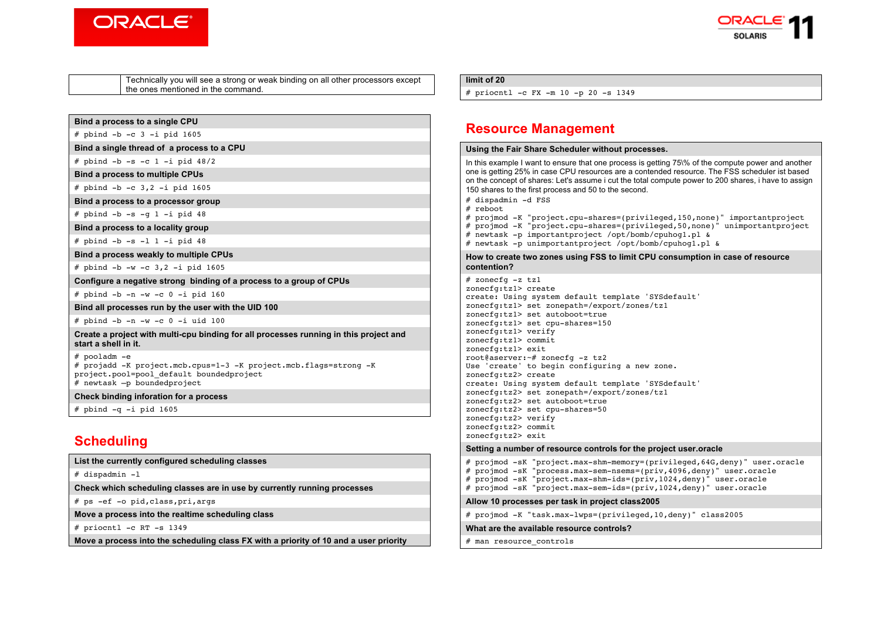| | Technically you will see a strong or weak binding on all other processors except the ones mentioned in the command. |
|---|---|

**Bind a process to a single CPU**

```
# pbind -b -c 3 -i pid 1605
```

**Bind a single thread of a process to a CPU**

```
# pbind -b -s -c 1 -i pid 48/2
```

**Bind a process to multiple CPUs**

```
# pbind -b -c 3,2 -i pid 1605
```

**Bind a process to a processor group**

```
# pbind -b -s -g 1 -i pid 48
```

**Bind a process to a locality group**

```
# pbind -b -s -l 1 -i pid 48
```

**Bind a process weakly to multiple CPUs**

```
# pbind -b -w -c 3,2 -i pid 1605
```

**Configure a negative strong binding of a process to a group of CPUs**

```
# pbind -b -n -w -c 0 -i pid 160
```

**Bind all processes run by the user with the UID 100**

```
# pbind -b -n -w -c 0 -i uid 100
```

**Create a project with multi-cpu binding for all processes running in this project and start a shell in it.**

```
# pooladm -e
# projadd -K project.mcb.cpus=1-3 -K project.mcb.flags=strong -K
project.pool=pool_default boundedproject
# newtask –p boundedproject
```

**Check binding inforation for a process**

```
# pbind -q -i pid 1605
```

## Scheduling

**List the currently configured scheduling classes**

```
# dispadmin -l
```

**Check which scheduling classes are in use by currently running processes**

```
# ps -ef -o pid,class,pri,args
```

**Move a process into the realtime scheduling class**

```
# priocntl -c RT -s 1349
```

**Move a process into the scheduling class FX with a priority of 10 and a user priority limit of 20**

```
# priocntl -c FX -m 10 -p 20 -s 1349
```

## Resource Management

**Using the Fair Share Scheduler without processes.**

In this example I want to ensure that one process is getting 75\% of the compute power and another one is getting 25% in case CPU resources are a contended resource. The FSS scheduler ist based on the concept of shares: Let's assume i cut the total compute power to 200 shares, i have to assign 150 shares to the first process and 50 to the second.

```
# dispadmin -d FSS
# reboot
# projmod -K "project.cpu-shares=(privileged,150,none)" importantproject
# projmod -K "project.cpu-shares=(privileged,50,none)" unimportantproject
# newtask -p importantproject /opt/bomb/cpuhog1.pl &
# newtask -p unimportantproject /opt/bomb/cpuhog1.pl &
```

**How to create two zones using FSS to limit CPU consumption in case of resource contention?**

```
# zonecfg -z tz1
zonecfg:tz1> create
create: Using system default template 'SYSdefault'
zonecfg:tz1> set zonepath=/export/zones/tz1
zonecfg:tz1> set autoboot=true
zonecfg:tz1> set cpu-shares=150
zonecfg:tz1> verify
zonecfg:tz1> commit
zonecfg:tz1> exit
root@aserver:~# zonecfg -z tz2
Use 'create' to begin configuring a new zone.
zonecfg:tz2> create
create: Using system default template 'SYSdefault'
zonecfg:tz2> set zonepath=/export/zones/tz1
zonecfg:tz2> set autoboot=true
zonecfg:tz2> set cpu-shares=50
zonecfg:tz2> verify
zonecfg:tz2> commit
zonecfg:tz2> exit
```

**Setting a number of resource controls for the project user.oracle**

```
# projmod -sK "project.max-shm-memory=(privileged,64G,deny)" user.oracle
# projmod -sK "process.max-sem-nsems=(priv,4096,deny)" user.oracle
# projmod -sK "project.max-shm-ids=(priv,1024,deny)" user.oracle
# projmod -sK "project.max-sem-ids=(priv,1024,deny)" user.oracle
```

**Allow 10 processes per task in project class2005**

```
# projmod -K "task.max-lwps=(privileged,10,deny)" class2005
```

**What are the available resource controls?**

```
# man resource_controls
```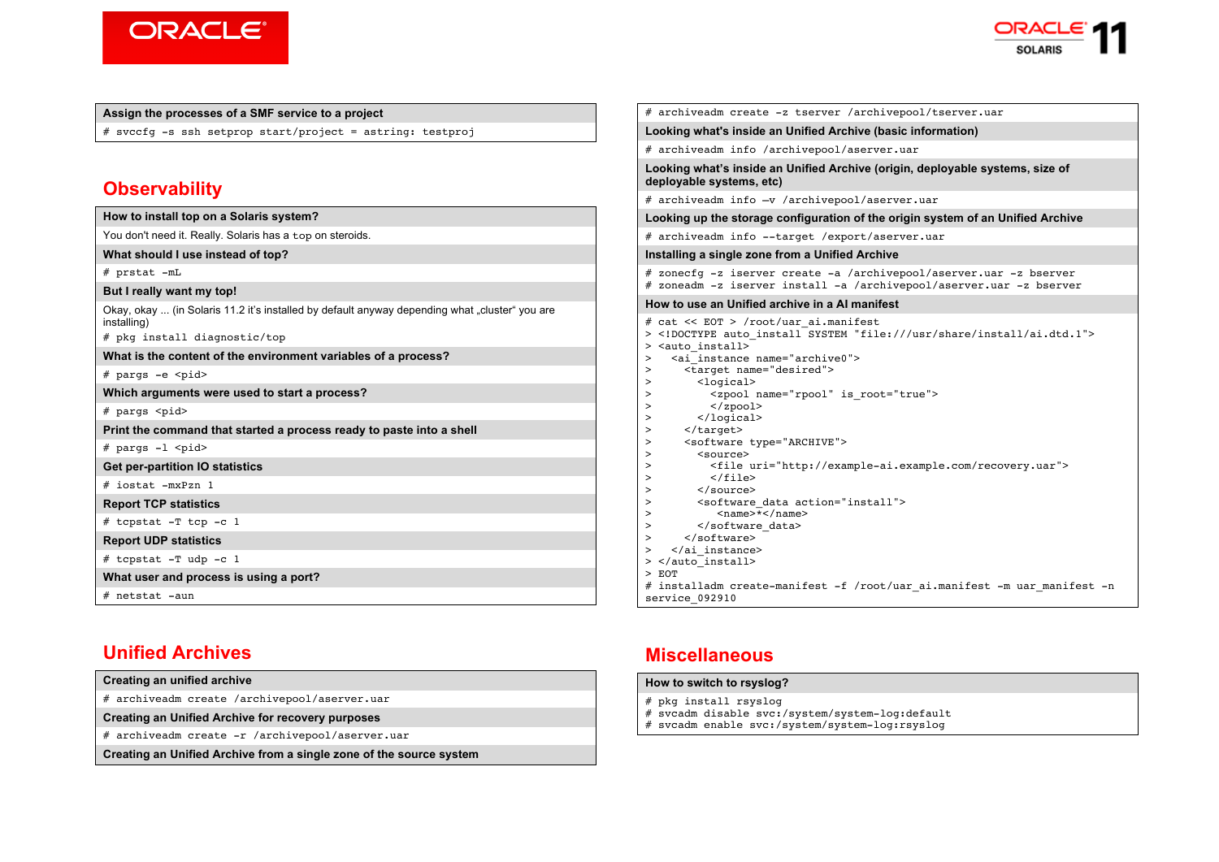**Assign the processes of a SMF service to a project**

```
# svccfg -s ssh setprop start/project = astring: testproj
```

## Observability

**How to install top on a Solaris system?**

You don't need it. Really. Solaris has a `top` on steroids.

**What should I use instead of top?**

```
# prstat -mL
```

**But I really want my top!**

Okay, okay ... (in Solaris 11.2 it's installed by default anyway depending what „cluster" you are installing)

```
# pkg install diagnostic/top
```

**What is the content of the environment variables of a process?**

```
# pargs -e <pid>
```

**Which arguments were used to start a process?**

```
# pargs <pid>
```

**Print the command that started a process ready to paste into a shell**

```
# pargs -l <pid>
```

**Get per-partition IO statistics**

```
# iostat -mxPzn 1
```

**Report TCP statistics**

```
# tcpstat -T tcp -c 1
```

**Report UDP statistics**

```
# tcpstat -T udp -c 1
```

**What user and process is using a port?**

```
# netstat -aun
```

## Unified Archives

**Creating an unified archive**

```
# archiveadm create /archivepool/aserver.uar
```

**Creating an Unified Archive for recovery purposes**

```
# archiveadm create -r /archivepool/aserver.uar
```

**Creating an Unified Archive from a single zone of the source system**

```
# archiveadm create -z tserver /archivepool/tserver.uar
```

**Looking what's inside an Unified Archive (basic information)**

```
# archiveadm info /archivepool/aserver.uar
```

**Looking what's inside an Unified Archive (origin, deployable systems, size of deployable systems, etc)**

```
# archiveadm info –v /archivepool/aserver.uar
```

**Looking up the storage configuration of the origin system of an Unified Archive**

```
# archiveadm info --target /export/aserver.uar
```

**Installing a single zone from a Unified Archive**

```
# zonecfg -z iserver create -a /archivepool/aserver.uar -z bserver
# zoneadm -z iserver install -a /archivepool/aserver.uar -z bserver
```

**How to use an Unified archive in a AI manifest**

```
# cat << EOT > /root/uar_ai.manifest
> <!DOCTYPE auto_install SYSTEM "file:///usr/share/install/ai.dtd.1">
> <auto_install>
>   <ai_instance name="archive0">
>     <target name="desired">
>       <logical>
>         <zpool name="rpool" is_root="true">
>         </zpool>
>       </logical>
>     </target>
>     <software type="ARCHIVE">
>       <source>
>         <file uri="http://example-ai.example.com/recovery.uar">
>         </file>
>       </source>
>       <software_data action="install">
>          <name>*</name>
>       </software_data>
>     </software>
>   </ai_instance>
> </auto_install>
> EOT
# installadm create-manifest -f /root/uar_ai.manifest -m uar_manifest -n
service_092910
```

## Miscellaneous

**How to switch to rsyslog?**

```
# pkg install rsyslog
# svcadm disable svc:/system/system-log:default
# svcadm enable svc:/system/system-log:rsyslog
```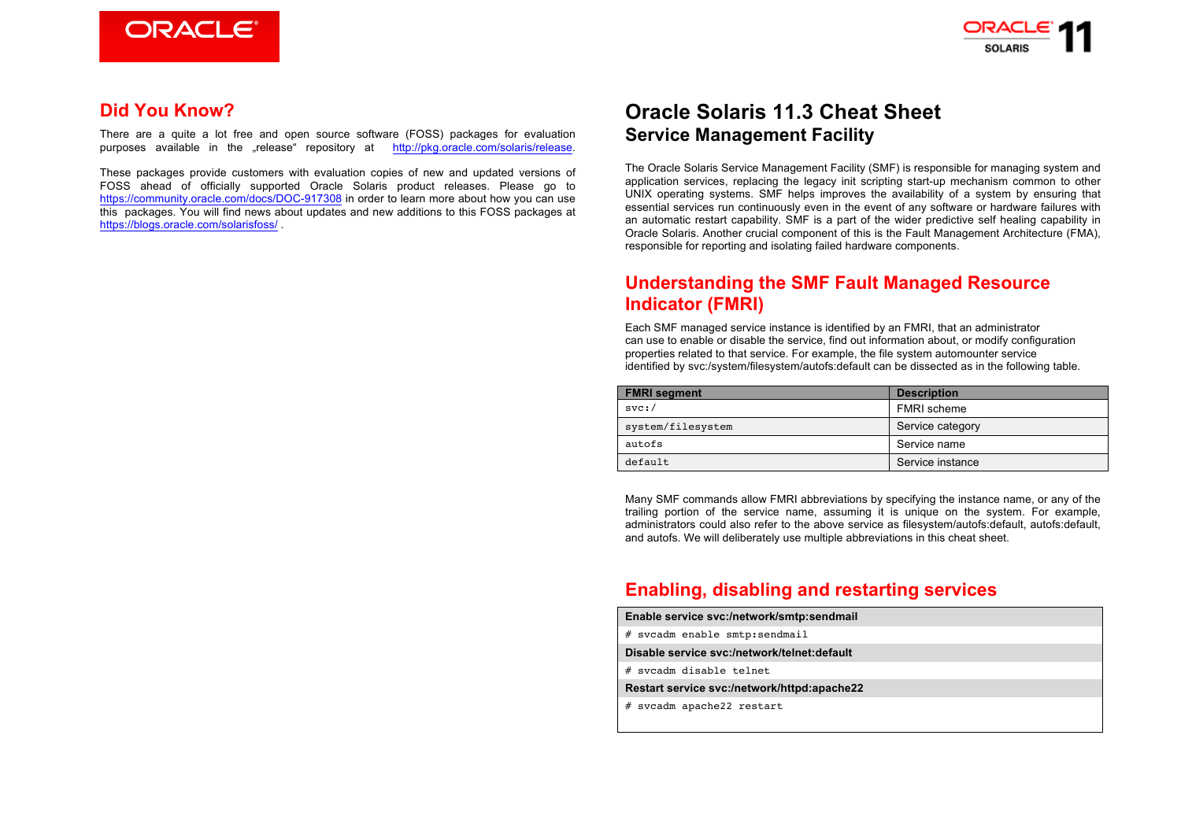## Did You Know?

There are a quite a lot free and open source software (FOSS) packages for evaluation purposes available in the „release" repository at http://pkg.oracle.com/solaris/release.

These packages provide customers with evaluation copies of new and updated versions of FOSS ahead of officially supported Oracle Solaris product releases. Please go to https://community.oracle.com/docs/DOC-917308 in order to learn more about how you can use this packages. You will find news about updates and new additions to this FOSS packages at https://blogs.oracle.com/solarisfoss/ .

# Oracle Solaris 11.3 Cheat Sheet
## Service Management Facility

The Oracle Solaris Service Management Facility (SMF) is responsible for managing system and application services, replacing the legacy init scripting start-up mechanism common to other UNIX operating systems. SMF helps improves the availability of a system by ensuring that essential services run continuously even in the event of any software or hardware failures with an automatic restart capability. SMF is a part of the wider predictive self healing capability in Oracle Solaris. Another crucial component of this is the Fault Management Architecture (FMA), responsible for reporting and isolating failed hardware components.

## Understanding the SMF Fault Managed Resource Indicator (FMRI)

Each SMF managed service instance is identified by an FMRI, that an administrator can use to enable or disable the service, find out information about, or modify configuration properties related to that service. For example, the file system automounter service identified by svc:/system/filesystem/autofs:default can be dissected as in the following table.

| FMRI segment | Description |
|---|---|
| `svc:/` | FMRI scheme |
| `system/filesystem` | Service category |
| `autofs` | Service name |
| `default` | Service instance |

Many SMF commands allow FMRI abbreviations by specifying the instance name, or any of the trailing portion of the service name, assuming it is unique on the system. For example, administrators could also refer to the above service as filesystem/autofs:default, autofs:default, and autofs. We will deliberately use multiple abbreviations in this cheat sheet.

## Enabling, disabling and restarting services

**Enable service svc:/network/smtp:sendmail**

```
# svcadm enable smtp:sendmail
```

**Disable service svc:/network/telnet:default**

```
# svcadm disable telnet
```

**Restart service svc:/network/httpd:apache22**

```
# svcadm apache22 restart
```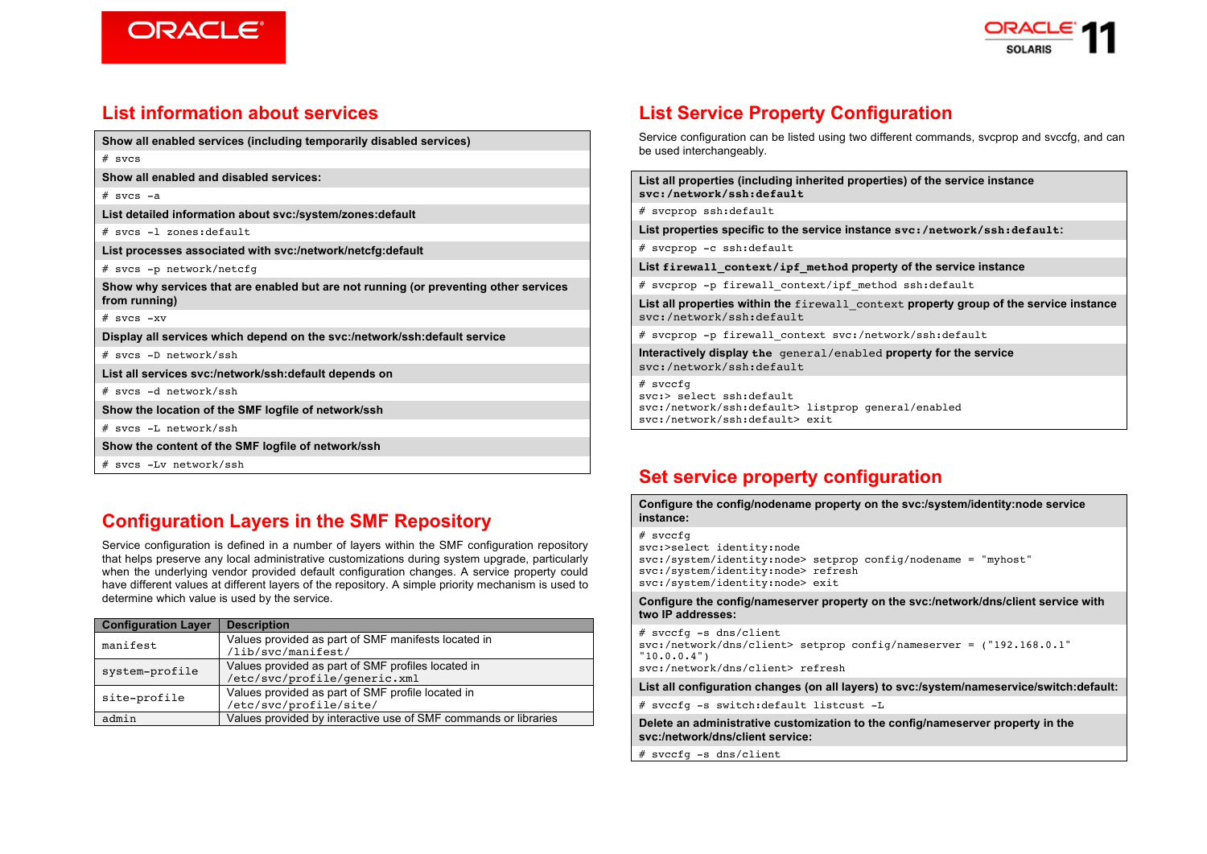## List information about services

**Show all enabled services (including temporarily disabled services)**

```
# svcs
```

**Show all enabled and disabled services:**

```
# svcs -a
```

**List detailed information about svc:/system/zones:default**

```
# svcs -l zones:default
```

**List processes associated with svc:/network/netcfg:default**

```
# svcs -p network/netcfg
```

**Show why services that are enabled but are not running (or preventing other services from running)**

```
# svcs -xv
```

**Display all services which depend on the svc:/network/ssh:default service**

```
# svcs -D network/ssh
```

**List all services svc:/network/ssh:default depends on**

```
# svcs -d network/ssh
```

**Show the location of the SMF logfile of network/ssh**

```
# svcs -L network/ssh
```

**Show the content of the SMF logfile of network/ssh**

```
# svcs -Lv network/ssh
```

## Configuration Layers in the SMF Repository

Service configuration is defined in a number of layers within the SMF configuration repository that helps preserve any local administrative customizations during system upgrade, particularly when the underlying vendor provided default configuration changes. A service property could have different values at different layers of the repository. A simple priority mechanism is used to determine which value is used by the service.

| Configuration Layer | Description |
|---|---|
| `manifest` | Values provided as part of SMF manifests located in `/lib/svc/manifest/` |
| `system-profile` | Values provided as part of SMF profiles located in `/etc/svc/profile/generic.xml` |
| `site-profile` | Values provided as part of SMF profile located in `/etc/svc/profile/site/` |
| `admin` | Values provided by interactive use of SMF commands or libraries |

## List Service Property Configuration

Service configuration can be listed using two different commands, svcprop and svccfg, and can be used interchangeably.

**List all properties (including inherited properties) of the service instance `svc:/network/ssh:default`**

```
# svcprop ssh:default
```

**List properties specific to the service instance `svc:/network/ssh:default`:**

```
# svcprop -c ssh:default
```

**List `firewall_context/ipf_method` property of the service instance**

```
# svcprop -p firewall_context/ipf_method ssh:default
```

**List all properties within the `firewall_context` property group of the service instance `svc:/network/ssh:default`**

```
# svcprop -p firewall_context svc:/network/ssh:default
```

**Interactively display the `general/enabled` property for the service `svc:/network/ssh:default`**

```
# svccfg
svc:> select ssh:default
svc:/network/ssh:default> listprop general/enabled
svc:/network/ssh:default> exit
```

## Set service property configuration

**Configure the config/nodename property on the svc:/system/identity:node service instance:**

```
# svccfg
svc:>select identity:node
svc:/system/identity:node> setprop config/nodename = "myhost"
svc:/system/identity:node> refresh
svc:/system/identity:node> exit
```

**Configure the config/nameserver property on the svc:/network/dns/client service with two IP addresses:**

```
# svccfg -s dns/client
svc:/network/dns/client> setprop config/nameserver = ("192.168.0.1"
"10.0.0.4")
svc:/network/dns/client> refresh
```

**List all configuration changes (on all layers) to svc:/system/nameservice/switch:default:**

```
# svccfg -s switch:default listcust -L
```

**Delete an administrative customization to the config/nameserver property in the svc:/network/dns/client service:**

```
# svccfg -s dns/client
```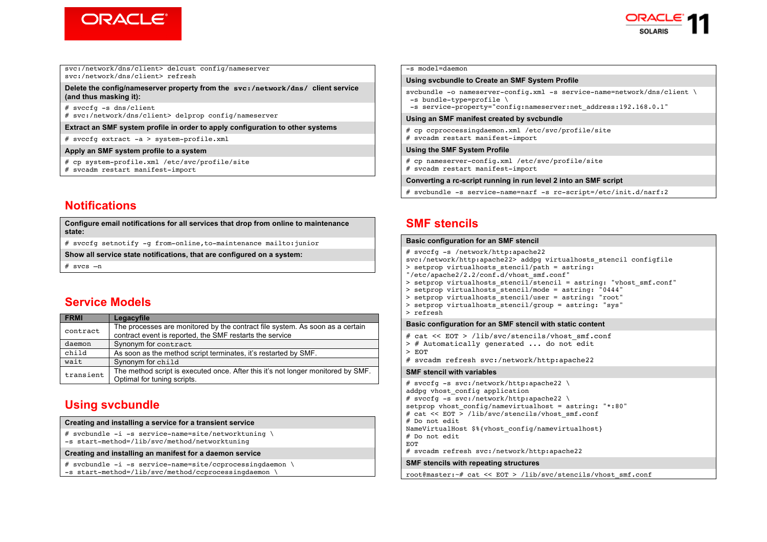```
svc:/network/dns/client> delcust config/nameserver
svc:/network/dns/client> refresh
```

**Delete the config/nameserver property from the `svc:/network/dns/` client service (and thus masking it):**

```
# svccfg -s dns/client
# svc:/network/dns/client> delprop config/nameserver
```

**Extract an SMF system profile in order to apply configuration to other systems**

```
# svccfg extract -a > system-profile.xml
```

**Apply an SMF system profile to a system**

```
# cp system-profile.xml /etc/svc/profile/site
# svcadm restart manifest-import
```

## Notifications

**Configure email notifications for all services that drop from online to maintenance state:**

```
# svccfg setnotify -g from-online,to-maintenance mailto:junior
```

**Show all service state notifications, that are configured on a system:**

```
# svcs –n
```

## Service Models

| FRMI | Legacyfile |
|---|---|
| `contract` | The processes are monitored by the contract file system. As soon as a certain contract event is reported, the SMF restarts the service |
| `daemon` | Synonym for `contract` |
| `child` | As soon as the method script terminates, it's restarted by SMF. |
| `wait` | Synonym for `child` |
| `transient` | The method script is executed once. After this it's not longer monitored by SMF. Optimal for tuning scripts. |

## Using svcbundle

**Creating and installing a service for a transient service**

```
# svcbundle -i -s service-name=site/networktuning \
-s start-method=/lib/svc/method/networktuning
```

**Creating and installing an manifest for a daemon service**

```
# svcbundle -i -s service-name=site/ccprocessingdaemon \
-s start-method=/lib/svc/method/ccprocessingdaemon \
-s model=daemon
```

**Using svcbundle to Create an SMF System Profile**

```
svcbundle -o nameserver-config.xml -s service-name=network/dns/client \
 -s bundle-type=profile \
 -s service-property="config:nameserver:net_address:192.168.0.1"
```

**Using an SMF manifest created by svcbundle**

```
# cp ccproccessingdaemon.xml /etc/svc/profile/site
# svcadm restart manifest-import
```

**Using the SMF System Profile**

```
# cp nameserver-config.xml /etc/svc/profile/site
# svcadm restart manifest-import
```

**Converting a rc-script running in run level 2 into an SMF script**

```
# svcbundle -s service-name=narf -s rc-script=/etc/init.d/narf:2
```

## SMF stencils

**Basic configuration for an SMF stencil**

```
# svccfg -s /network/http:apache22
svc:/network/http:apache22> addpg virtualhosts_stencil configfile
> setprop virtualhosts_stencil/path = astring:
"/etc/apache2/2.2/conf.d/vhost_smf.conf"
> setprop virtualhosts_stencil/stencil = astring: "vhost_smf.conf"
> setprop virtualhosts_stencil/mode = astring: "0444"
> setprop virtualhosts_stencil/user = astring: "root"
> setprop virtualhosts_stencil/group = astring: "sys"
> refresh
```

**Basic configuration for an SMF stencil with static content**

```
# cat << EOT > /lib/svc/stencils/vhost_smf.conf
> # Automatically generated ... do not edit
> EOT
# svcadm refresh svc:/network/http:apache22
```

**SMF stencil with variables**

```
# svccfg -s svc:/network/http:apache22 \
addpg vhost_config application
# svccfg -s svc:/network/http:apache22 \
setprop vhost_config/namevirtualhost = astring: "*:80"
# cat << EOT > /lib/svc/stencils/vhost_smf.conf
# Do not edit
NameVirtualHost $%{vhost_config/namevirtualhost}
# Do not edit
EOT
# svcadm refresh svc:/network/http:apache22
```

**SMF stencils with repeating structures**

```
root@master:~# cat << EOT > /lib/svc/stencils/vhost_smf.conf
```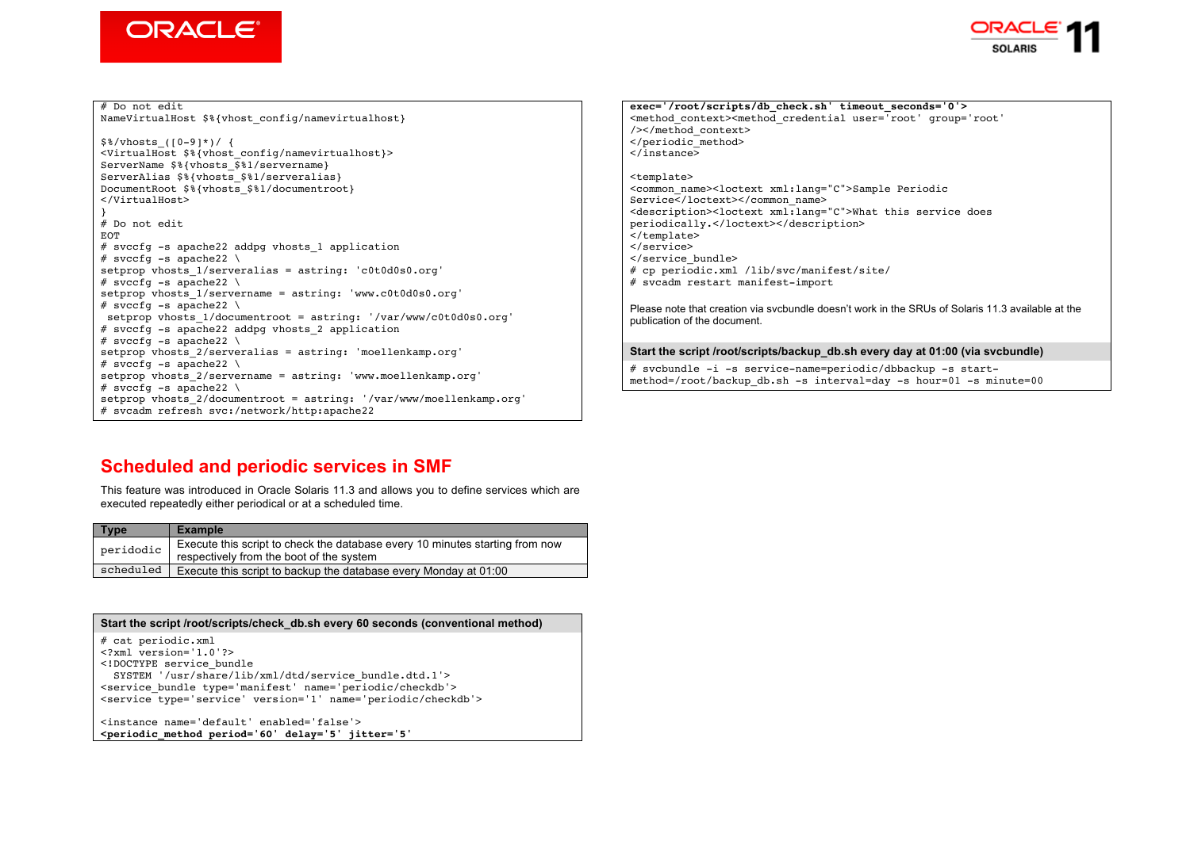```
# Do not edit
NameVirtualHost $%{vhost_config/namevirtualhost}

$%/vhosts_([0-9]*)/ {
<VirtualHost $%{vhost_config/namevirtualhost}>
ServerName $%{vhosts_$%1/servername}
ServerAlias $%{vhosts_$%1/serveralias}
DocumentRoot $%{vhosts_$%1/documentroot}
</VirtualHost>
}
# Do not edit
EOT
# svccfg -s apache22 addpg vhosts_1 application
# svccfg -s apache22 \
setprop vhosts_1/serveralias = astring: 'c0t0d0s0.org'
# svccfg -s apache22 \
setprop vhosts_1/servername = astring: 'www.c0t0d0s0.org'
# svccfg -s apache22 \
 setprop vhosts_1/documentroot = astring: '/var/www/c0t0d0s0.org'
 # svccfg -s apache22 addpg vhosts_2 application
# svccfg -s apache22 \
setprop vhosts_2/serveralias = astring: 'moellenkamp.org'
# svccfg -s apache22 \
setprop vhosts_2/servername = astring: 'www.moellenkamp.org'
# svccfg -s apache22 \
setprop vhosts_2/documentroot = astring: '/var/www/moellenkamp.org'
# svcadm refresh svc:/network/http:apache22
```

## Scheduled and periodic services in SMF

This feature was introduced in Oracle Solaris 11.3 and allows you to define services which are executed repeatedly either periodical or at a scheduled time.

| Type | Example |
|---|---|
| `peridodic` | Execute this script to check the database every 10 minutes starting from now respectively from the boot of the system |
| `scheduled` | Execute this script to backup the database every Monday at 01:00 |

**Start the script /root/scripts/check_db.sh every 60 seconds (conventional method)**

```
# cat periodic.xml
<?xml version='1.0'?>
<!DOCTYPE service_bundle
  SYSTEM '/usr/share/lib/xml/dtd/service_bundle.dtd.1'>
<service_bundle type='manifest' name='periodic/checkdb'>
<service type='service' version='1' name='periodic/checkdb'>

<instance name='default' enabled='false'>
<periodic_method period='60' delay='5' jitter='5'
exec='/root/scripts/db_check.sh' timeout_seconds='0'>
<method_context><method_credential user='root' group='root'
/></method_context>
</periodic_method>
</instance>

<template>
<common_name><loctext xml:lang="C">Sample Periodic
Service</loctext></common_name>
<description><loctext xml:lang="C">What this service does
periodically.</loctext></description>
</template>
</service>
</service_bundle>
# cp periodic.xml /lib/svc/manifest/site/
# svcadm restart manifest-import
```

Please note that creation via svcbundle doesn't work in the SRUs of Solaris 11.3 available at the publication of the document.

**Start the script /root/scripts/backup_db.sh every day at 01:00 (via svcbundle)**

```
# svcbundle -i -s service-name=periodic/dbbackup -s start-
method=/root/backup_db.sh -s interval=day -s hour=01 -s minute=00
```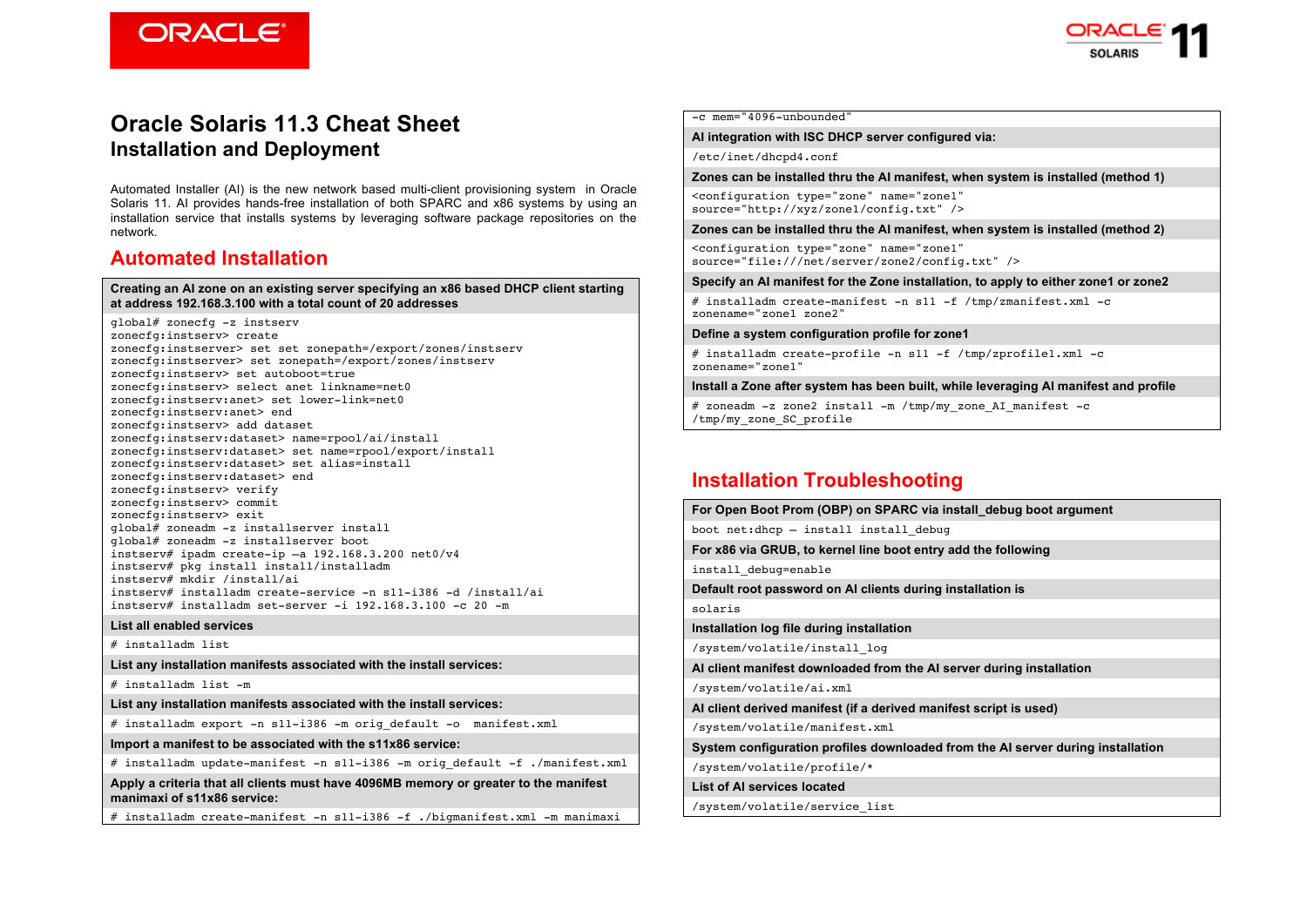# Oracle Solaris 11.3 Cheat Sheet
## Installation and Deployment

Automated Installer (AI) is the new network based multi-client provisioning system in Oracle Solaris 11. AI provides hands-free installation of both SPARC and x86 systems by using an installation service that installs systems by leveraging software package repositories on the network.

## Automated Installation

**Creating an AI zone on an existing server specifying an x86 based DHCP client starting at address 192.168.3.100 with a total count of 20 addresses**

```
global# zonecfg -z instserv
zonecfg:instserv> create
zonecfg:instserver> set set zonepath=/export/zones/instserv
zonecfg:instserver> set zonepath=/export/zones/instserv
zonecfg:instserv> set autoboot=true
zonecfg:instserv> select anet linkname=net0
zonecfg:instserv:anet> set lower-link=net0
zonecfg:instserv:anet> end
zonecfg:instserv> add dataset
zonecfg:instserv:dataset> name=rpool/ai/install
zonecfg:instserv:dataset> set name=rpool/export/install
zonecfg:instserv:dataset> set alias=install
zonecfg:instserv:dataset> end
zonecfg:instserv> verify
zonecfg:instserv> commit
zonecfg:instserv> exit
global# zoneadm -z installserver install
global# zoneadm -z installserver boot
instserv# ipadm create-ip –a 192.168.3.200 net0/v4
instserv# pkg install install/installadm
instserv# mkdir /install/ai
instserv# installadm create-service -n s11-i386 -d /install/ai
instserv# installadm set-server -i 192.168.3.100 -c 20 -m
```

**List all enabled services**

```
# installadm list
```

**List any installation manifests associated with the install services:**

```
# installadm list -m
```

**List any installation manifests associated with the install services:**

```
# installadm export -n s11-i386 -m orig_default -o  manifest.xml
```

**Import a manifest to be associated with the s11x86 service:**

```
# installadm update-manifest -n s11-i386 -m orig_default -f ./manifest.xml
```

**Apply a criteria that all clients must have 4096MB memory or greater to the manifest manimaxi of s11x86 service:**

```
# installadm create-manifest -n s11-i386 -f ./bigmanifest.xml -m manimaxi
-c mem="4096-unbounded"
```

**AI integration with ISC DHCP server configured via:**

```
/etc/inet/dhcpd4.conf
```

**Zones can be installed thru the AI manifest, when system is installed (method 1)**

```
<configuration type="zone" name="zone1"
source="http://xyz/zone1/config.txt" />
```

**Zones can be installed thru the AI manifest, when system is installed (method 2)**

```
<configuration type="zone" name="zone1"
source="file:///net/server/zone2/config.txt" />
```

**Specify an AI manifest for the Zone installation, to apply to either zone1 or zone2**

```
# installadm create-manifest -n s11 -f /tmp/zmanifest.xml -c
zonename="zone1 zone2"
```

**Define a system configuration profile for zone1**

```
# installadm create-profile -n s11 -f /tmp/zprofile1.xml -c
zonename="zone1"
```

**Install a Zone after system has been built, while leveraging AI manifest and profile**

```
# zoneadm -z zone2 install -m /tmp/my_zone_AI_manifest -c
/tmp/my_zone_SC_profile
```

## Installation Troubleshooting

**For Open Boot Prom (OBP) on SPARC via install_debug boot argument**

```
boot net:dhcp – install install_debug
```

**For x86 via GRUB, to kernel line boot entry add the following**

```
install_debug=enable
```

**Default root password on AI clients during installation is**

```
solaris
```

**Installation log file during installation**

```
/system/volatile/install_log
```

**AI client manifest downloaded from the AI server during installation**

```
/system/volatile/ai.xml
```

**AI client derived manifest (if a derived manifest script is used)**

```
/system/volatile/manifest.xml
```

**System configuration profiles downloaded from the AI server during installation**

```
/system/volatile/profile/*
```

**List of AI services located**

```
/system/volatile/service_list
```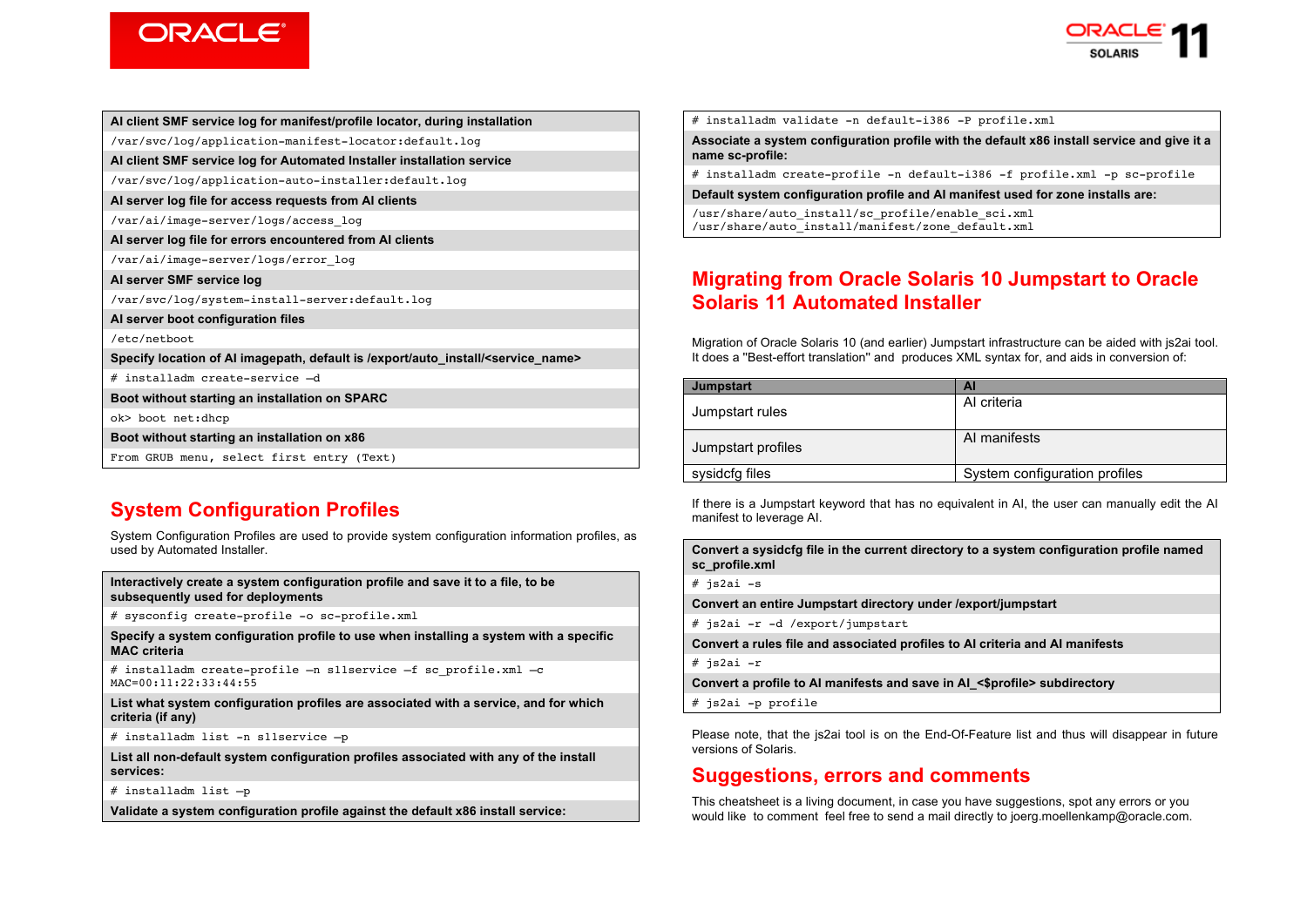**AI client SMF service log for manifest/profile locator, during installation**

```
/var/svc/log/application-manifest-locator:default.log
```

**AI client SMF service log for Automated Installer installation service**

```
/var/svc/log/application-auto-installer:default.log
```

**AI server log file for access requests from AI clients**

```
/var/ai/image-server/logs/access_log
```

**AI server log file for errors encountered from AI clients**

```
/var/ai/image-server/logs/error_log
```

**AI server SMF service log**

```
/var/svc/log/system-install-server:default.log
```

**AI server boot configuration files**

```
/etc/netboot
```

**Specify location of AI imagepath, default is /export/auto_install/<service_name>**

```
# installadm create-service –d
```

**Boot without starting an installation on SPARC**

```
ok> boot net:dhcp
```

**Boot without starting an installation on x86**

```
From GRUB menu, select first entry (Text)
```

## System Configuration Profiles

System Configuration Profiles are used to provide system configuration information profiles, as used by Automated Installer.

**Interactively create a system configuration profile and save it to a file, to be subsequently used for deployments**

```
# sysconfig create-profile -o sc-profile.xml
```

**Specify a system configuration profile to use when installing a system with a specific MAC criteria**

```
# installadm create-profile –n s11service –f sc_profile.xml –c
MAC=00:11:22:33:44:55
```

**List what system configuration profiles are associated with a service, and for which criteria (if any)**

```
# installadm list -n s11service –p
```

**List all non-default system configuration profiles associated with any of the install services:**

```
# installadm list –p
```

**Validate a system configuration profile against the default x86 install service:**

```
# installadm validate -n default-i386 -P profile.xml
```

**Associate a system configuration profile with the default x86 install service and give it a name sc-profile:**

```
# installadm create-profile -n default-i386 -f profile.xml -p sc-profile
```

**Default system configuration profile and AI manifest used for zone installs are:**

```
/usr/share/auto_install/sc_profile/enable_sci.xml
/usr/share/auto_install/manifest/zone_default.xml
```

## Migrating from Oracle Solaris 10 Jumpstart to Oracle Solaris 11 Automated Installer

Migration of Oracle Solaris 10 (and earlier) Jumpstart infrastructure can be aided with js2ai tool. It does a "Best-effort translation" and produces XML syntax for, and aids in conversion of:

| Jumpstart | AI |
| --- | --- |
| Jumpstart rules | AI criteria |
| Jumpstart profiles | AI manifests |
| sysidcfg files | System configuration profiles |

If there is a Jumpstart keyword that has no equivalent in AI, the user can manually edit the AI manifest to leverage AI.

**Convert a sysidcfg file in the current directory to a system configuration profile named sc_profile.xml**

```
# js2ai -s
```

**Convert an entire Jumpstart directory under /export/jumpstart**

```
# js2ai -r -d /export/jumpstart
```

**Convert a rules file and associated profiles to AI criteria and AI manifests**

```
# js2ai -r
```

**Convert a profile to AI manifests and save in AI_<$profile> subdirectory**

```
# js2ai -p profile
```

Please note, that the js2ai tool is on the End-Of-Feature list and thus will disappear in future versions of Solaris.

## Suggestions, errors and comments

This cheatsheet is a living document, in case you have suggestions, spot any errors or you would like to comment feel free to send a mail directly to joerg.moellenkamp@oracle.com.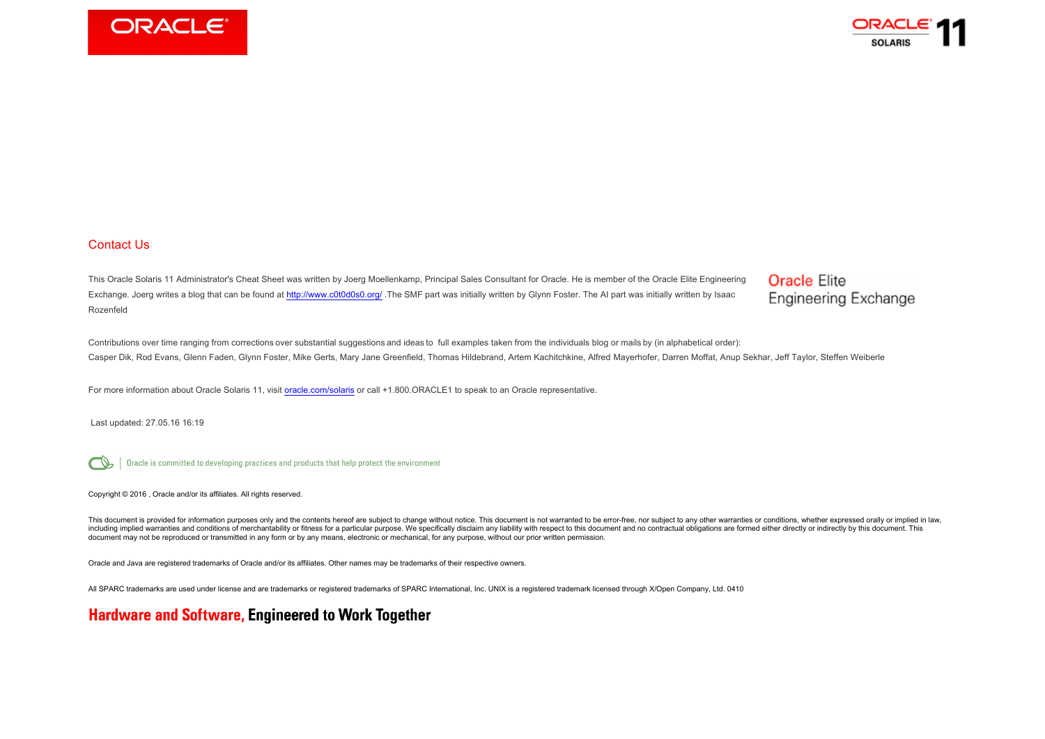## Contact Us

This Oracle Solaris 11 Administrator's Cheat Sheet was written by Joerg Moellenkamp, Principal Sales Consultant for Oracle. He is member of the Oracle Elite Engineering Exchange. Joerg writes a blog that can be found at http://www.c0t0d0s0.org/ .The SMF part was initially written by Glynn Foster. The AI part was initially written by Isaac Rozenfeld

Oracle Elite Engineering Exchange

Contributions over time ranging from corrections over substantial suggestions and ideas to full examples taken from the individuals blog or mails by (in alphabetical order):
Casper Dik, Rod Evans, Glenn Faden, Glynn Foster, Mike Gerts, Mary Jane Greenfield, Thomas Hildebrand, Artem Kachitchkine, Alfred Mayerhofer, Darren Moffat, Anup Sekhar, Jeff Taylor, Steffen Weiberle

For more information about Oracle Solaris 11, visit oracle.com/solaris or call +1.800.ORACLE1 to speak to an Oracle representative.

Last updated: 27.05.16 16:19

Oracle is committed to developing practices and products that help protect the environment

Copyright © 2016 , Oracle and/or its affiliates. All rights reserved.

This document is provided for information purposes only and the contents hereof are subject to change without notice. This document is not warranted to be error-free, nor subject to any other warranties or conditions, whether expressed orally or implied in law, including implied warranties and conditions of merchantability or fitness for a particular purpose. We specifically disclaim any liability with respect to this document and no contractual obligations are formed either directly or indirectly by this document. This document may not be reproduced or transmitted in any form or by any means, electronic or mechanical, for any purpose, without our prior written permission.

Oracle and Java are registered trademarks of Oracle and/or its affiliates. Other names may be trademarks of their respective owners.

All SPARC trademarks are used under license and are trademarks or registered trademarks of SPARC International, Inc. UNIX is a registered trademark licensed through X/Open Company, Ltd. 0410

**Hardware and Software, Engineered to Work Together**